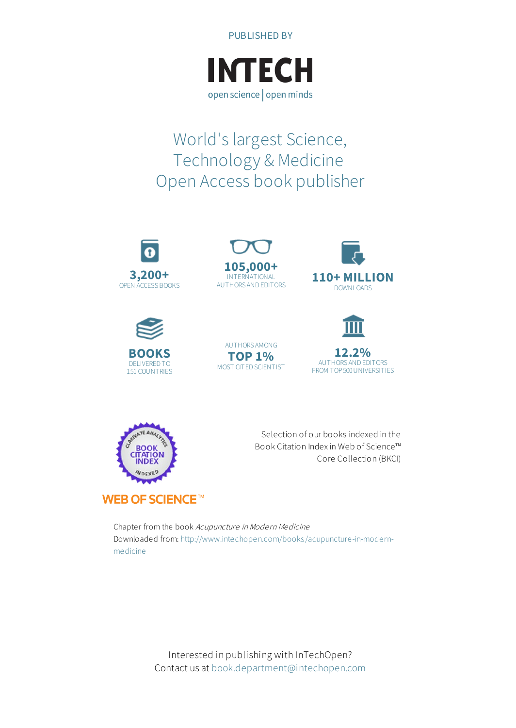PUBLISHED BY

# INTECH

open science | open minds

## World's largest Science, Technology & Medicine Open Access book publisher

**3,200+**
OPEN ACCESS BOOKS

**105,000+**
INTERNATIONAL AUTHORS AND EDITORS

**110+ MILLION**
DOWNLOADS

**BOOKS**
DELIVERED TO 151 COUNTRIES

AUTHORS AMONG
**TOP 1%**
MOST CITED SCIENTIST

**12.2%**
AUTHORS AND EDITORS FROM TOP 500 UNIVERSITIES

Selection of our books indexed in the Book Citation Index in Web of Science™ Core Collection (BKCI)

WEB OF SCIENCE™

Chapter from the book *Acupuncture in Modern Medicine*
Downloaded from: http://www.intechopen.com/books/acupuncture-in-modern-medicine

Interested in publishing with InTechOpen?
Contact us at book.department@intechopen.com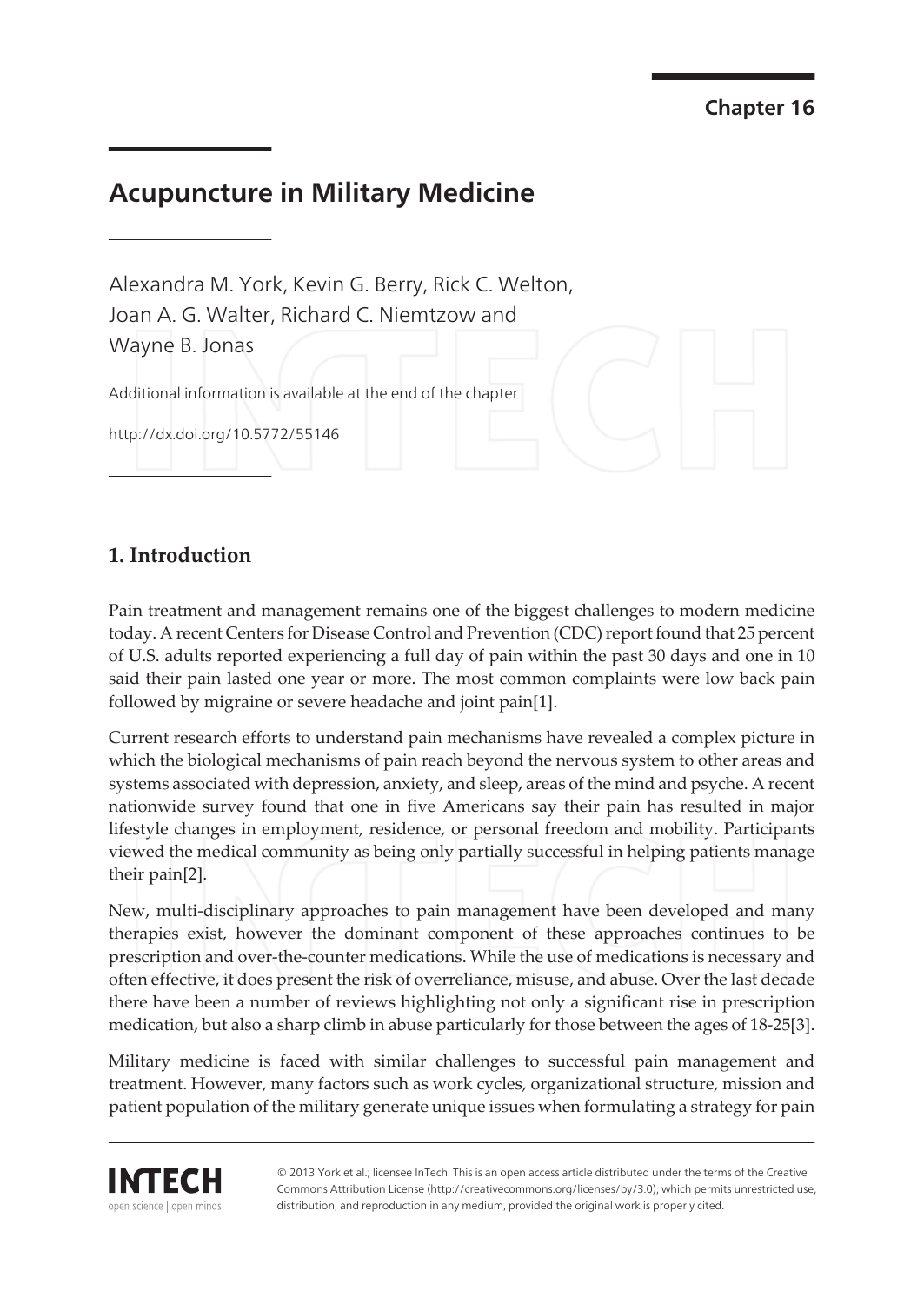Chapter 16

# Acupuncture in Military Medicine

Alexandra M. York, Kevin G. Berry, Rick C. Welton, Joan A. G. Walter, Richard C. Niemtzow and Wayne B. Jonas

Additional information is available at the end of the chapter

http://dx.doi.org/10.5772/55146

## 1. Introduction

Pain treatment and management remains one of the biggest challenges to modern medicine today. A recent Centers for Disease Control and Prevention (CDC) report found that 25 percent of U.S. adults reported experiencing a full day of pain within the past 30 days and one in 10 said their pain lasted one year or more. The most common complaints were low back pain followed by migraine or severe headache and joint pain[1].

Current research efforts to understand pain mechanisms have revealed a complex picture in which the biological mechanisms of pain reach beyond the nervous system to other areas and systems associated with depression, anxiety, and sleep, areas of the mind and psyche. A recent nationwide survey found that one in five Americans say their pain has resulted in major lifestyle changes in employment, residence, or personal freedom and mobility. Participants viewed the medical community as being only partially successful in helping patients manage their pain[2].

New, multi-disciplinary approaches to pain management have been developed and many therapies exist, however the dominant component of these approaches continues to be prescription and over-the-counter medications. While the use of medications is necessary and often effective, it does present the risk of overreliance, misuse, and abuse. Over the last decade there have been a number of reviews highlighting not only a significant rise in prescription medication, but also a sharp climb in abuse particularly for those between the ages of 18-25[3].

Military medicine is faced with similar challenges to successful pain management and treatment. However, many factors such as work cycles, organizational structure, mission and patient population of the military generate unique issues when formulating a strategy for pain

© 2013 York et al.; licensee InTech. This is an open access article distributed under the terms of the Creative Commons Attribution License (http://creativecommons.org/licenses/by/3.0), which permits unrestricted use, distribution, and reproduction in any medium, provided the original work is properly cited.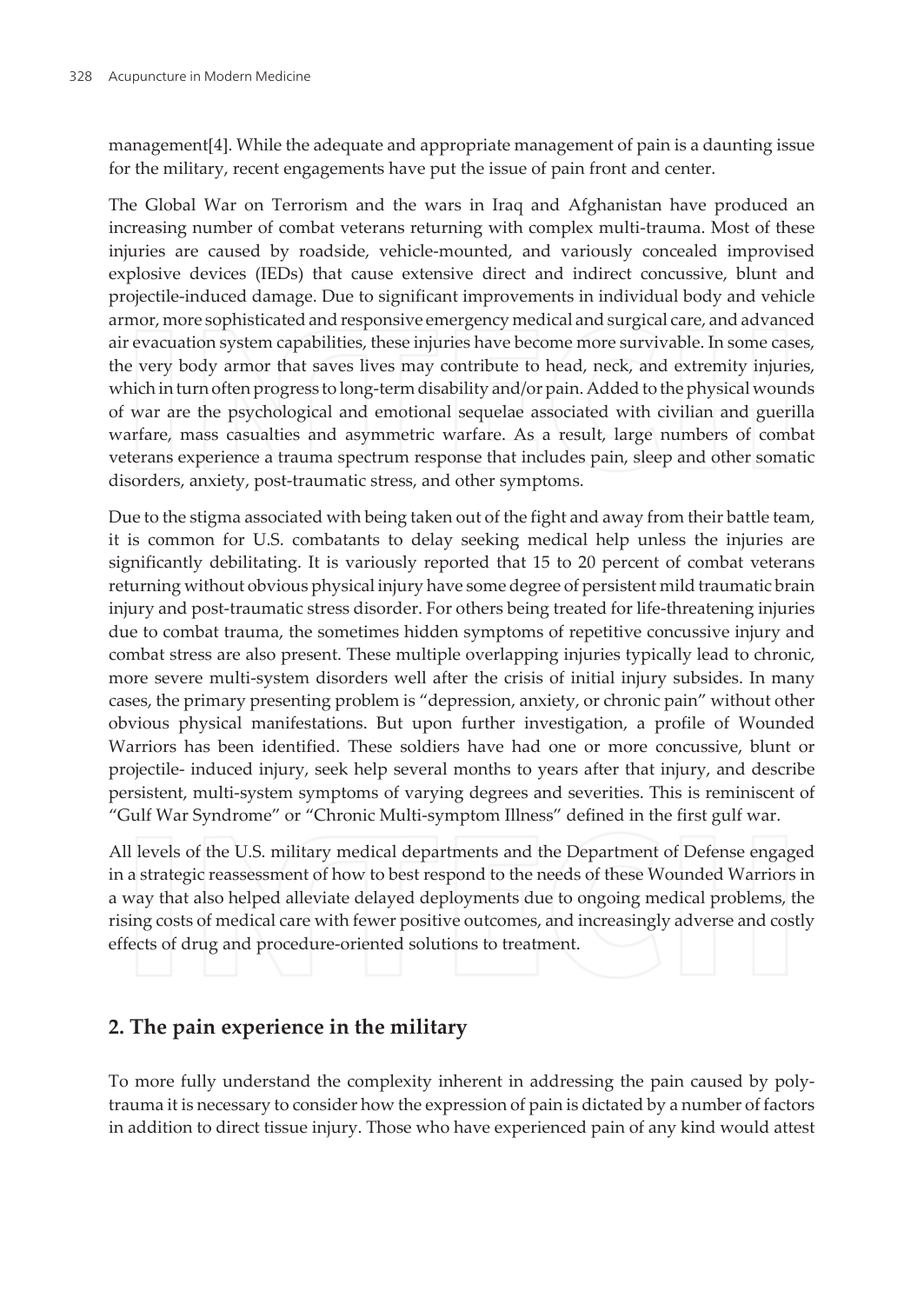management[4]. While the adequate and appropriate management of pain is a daunting issue for the military, recent engagements have put the issue of pain front and center.

The Global War on Terrorism and the wars in Iraq and Afghanistan have produced an increasing number of combat veterans returning with complex multi-trauma. Most of these injuries are caused by roadside, vehicle-mounted, and variously concealed improvised explosive devices (IEDs) that cause extensive direct and indirect concussive, blunt and projectile-induced damage. Due to significant improvements in individual body and vehicle armor, more sophisticated and responsive emergency medical and surgical care, and advanced air evacuation system capabilities, these injuries have become more survivable. In some cases, the very body armor that saves lives may contribute to head, neck, and extremity injuries, which in turn often progress to long-term disability and/or pain. Added to the physical wounds of war are the psychological and emotional sequelae associated with civilian and guerilla warfare, mass casualties and asymmetric warfare. As a result, large numbers of combat veterans experience a trauma spectrum response that includes pain, sleep and other somatic disorders, anxiety, post-traumatic stress, and other symptoms.

Due to the stigma associated with being taken out of the fight and away from their battle team, it is common for U.S. combatants to delay seeking medical help unless the injuries are significantly debilitating. It is variously reported that 15 to 20 percent of combat veterans returning without obvious physical injury have some degree of persistent mild traumatic brain injury and post-traumatic stress disorder. For others being treated for life-threatening injuries due to combat trauma, the sometimes hidden symptoms of repetitive concussive injury and combat stress are also present. These multiple overlapping injuries typically lead to chronic, more severe multi-system disorders well after the crisis of initial injury subsides. In many cases, the primary presenting problem is "depression, anxiety, or chronic pain" without other obvious physical manifestations. But upon further investigation, a profile of Wounded Warriors has been identified. These soldiers have had one or more concussive, blunt or projectile- induced injury, seek help several months to years after that injury, and describe persistent, multi-system symptoms of varying degrees and severities. This is reminiscent of "Gulf War Syndrome" or "Chronic Multi-symptom Illness" defined in the first gulf war.

All levels of the U.S. military medical departments and the Department of Defense engaged in a strategic reassessment of how to best respond to the needs of these Wounded Warriors in a way that also helped alleviate delayed deployments due to ongoing medical problems, the rising costs of medical care with fewer positive outcomes, and increasingly adverse and costly effects of drug and procedure-oriented solutions to treatment.

## 2. The pain experience in the military

To more fully understand the complexity inherent in addressing the pain caused by poly-trauma it is necessary to consider how the expression of pain is dictated by a number of factors in addition to direct tissue injury. Those who have experienced pain of any kind would attest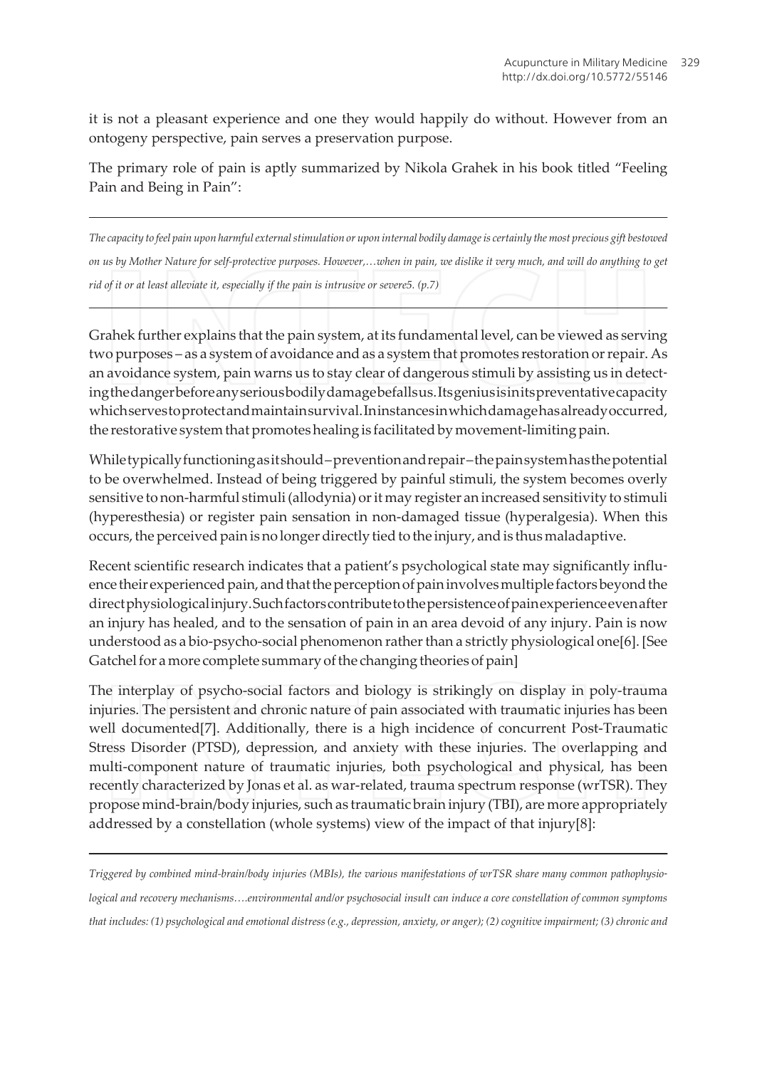it is not a pleasant experience and one they would happily do without. However from an ontogeny perspective, pain serves a preservation purpose.

The primary role of pain is aptly summarized by Nikola Grahek in his book titled "Feeling Pain and Being in Pain":

---

*The capacity to feel pain upon harmful external stimulation or upon internal bodily damage is certainly the most precious gift bestowed on us by Mother Nature for self-protective purposes. However,…when in pain, we dislike it very much, and will do anything to get rid of it or at least alleviate it, especially if the pain is intrusive or severe5. (p.7)*

---

Grahek further explains that the pain system, at its fundamental level, can be viewed as serving two purposes – as a system of avoidance and as a system that promotes restoration or repair. As an avoidance system, pain warns us to stay clear of dangerous stimuli by assisting us in detecting the danger before any serious bodily damage befalls us. Its genius is in its preventative capacity which serves to protect and maintain survival. In instances in which damage has already occurred, the restorative system that promotes healing is facilitated by movement-limiting pain.

While typically functioning as it should – prevention and repair – the pain system has the potential to be overwhelmed. Instead of being triggered by painful stimuli, the system becomes overly sensitive to non-harmful stimuli (allodynia) or it may register an increased sensitivity to stimuli (hyperesthesia) or register pain sensation in non-damaged tissue (hyperalgesia). When this occurs, the perceived pain is no longer directly tied to the injury, and is thus maladaptive.

Recent scientific research indicates that a patient's psychological state may significantly influence their experienced pain, and that the perception of pain involves multiple factors beyond the direct physiological injury. Such factors contribute to the persistence of pain experience even after an injury has healed, and to the sensation of pain in an area devoid of any injury. Pain is now understood as a bio-psycho-social phenomenon rather than a strictly physiological one[6]. [See Gatchel for a more complete summary of the changing theories of pain]

The interplay of psycho-social factors and biology is strikingly on display in poly-trauma injuries. The persistent and chronic nature of pain associated with traumatic injuries has been well documented[7]. Additionally, there is a high incidence of concurrent Post-Traumatic Stress Disorder (PTSD), depression, and anxiety with these injuries. The overlapping and multi-component nature of traumatic injuries, both psychological and physical, has been recently characterized by Jonas et al. as war-related, trauma spectrum response (wrTSR). They propose mind-brain/body injuries, such as traumatic brain injury (TBI), are more appropriately addressed by a constellation (whole systems) view of the impact of that injury[8]:

---

*Triggered by combined mind-brain/body injuries (MBIs), the various manifestations of wrTSR share many common pathophysiological and recovery mechanisms….environmental and/or psychosocial insult can induce a core constellation of common symptoms that includes: (1) psychological and emotional distress (e.g., depression, anxiety, or anger); (2) cognitive impairment; (3) chronic and*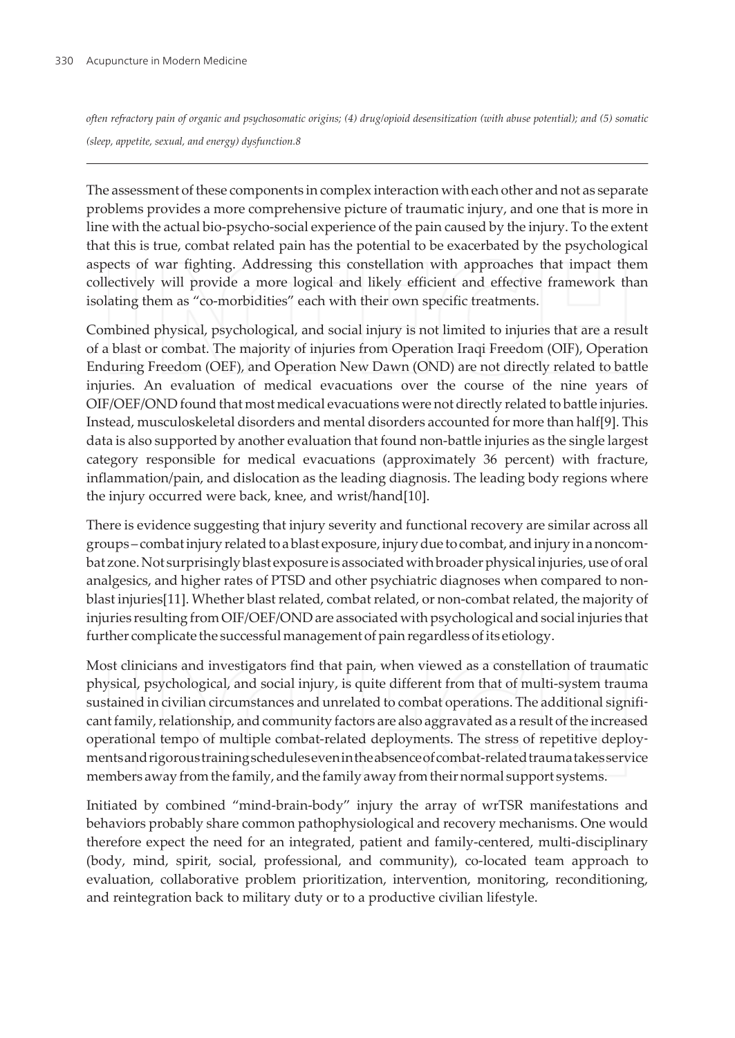*often refractory pain of organic and psychosomatic origins; (4) drug/opioid desensitization (with abuse potential); and (5) somatic (sleep, appetite, sexual, and energy) dysfunction.8*

---

The assessment of these components in complex interaction with each other and not as separate problems provides a more comprehensive picture of traumatic injury, and one that is more in line with the actual bio-psycho-social experience of the pain caused by the injury. To the extent that this is true, combat related pain has the potential to be exacerbated by the psychological aspects of war fighting. Addressing this constellation with approaches that impact them collectively will provide a more logical and likely efficient and effective framework than isolating them as "co-morbidities" each with their own specific treatments.

Combined physical, psychological, and social injury is not limited to injuries that are a result of a blast or combat. The majority of injuries from Operation Iraqi Freedom (OIF), Operation Enduring Freedom (OEF), and Operation New Dawn (OND) are not directly related to battle injuries. An evaluation of medical evacuations over the course of the nine years of OIF/OEF/OND found that most medical evacuations were not directly related to battle injuries. Instead, musculoskeletal disorders and mental disorders accounted for more than half[9]. This data is also supported by another evaluation that found non-battle injuries as the single largest category responsible for medical evacuations (approximately 36 percent) with fracture, inflammation/pain, and dislocation as the leading diagnosis. The leading body regions where the injury occurred were back, knee, and wrist/hand[10].

There is evidence suggesting that injury severity and functional recovery are similar across all groups – combat injury related to a blast exposure, injury due to combat, and injury in a noncombat zone. Not surprisingly blast exposure is associated with broader physical injuries, use of oral analgesics, and higher rates of PTSD and other psychiatric diagnoses when compared to non-blast injuries[11]. Whether blast related, combat related, or non-combat related, the majority of injuries resulting from OIF/OEF/OND are associated with psychological and social injuries that further complicate the successful management of pain regardless of its etiology.

Most clinicians and investigators find that pain, when viewed as a constellation of traumatic physical, psychological, and social injury, is quite different from that of multi-system trauma sustained in civilian circumstances and unrelated to combat operations. The additional significant family, relationship, and community factors are also aggravated as a result of the increased operational tempo of multiple combat-related deployments. The stress of repetitive deployments and rigorous training schedules even in the absence of combat-related trauma takes service members away from the family, and the family away from their normal support systems.

Initiated by combined "mind-brain-body" injury the array of wrTSR manifestations and behaviors probably share common pathophysiological and recovery mechanisms. One would therefore expect the need for an integrated, patient and family-centered, multi-disciplinary (body, mind, spirit, social, professional, and community), co-located team approach to evaluation, collaborative problem prioritization, intervention, monitoring, reconditioning, and reintegration back to military duty or to a productive civilian lifestyle.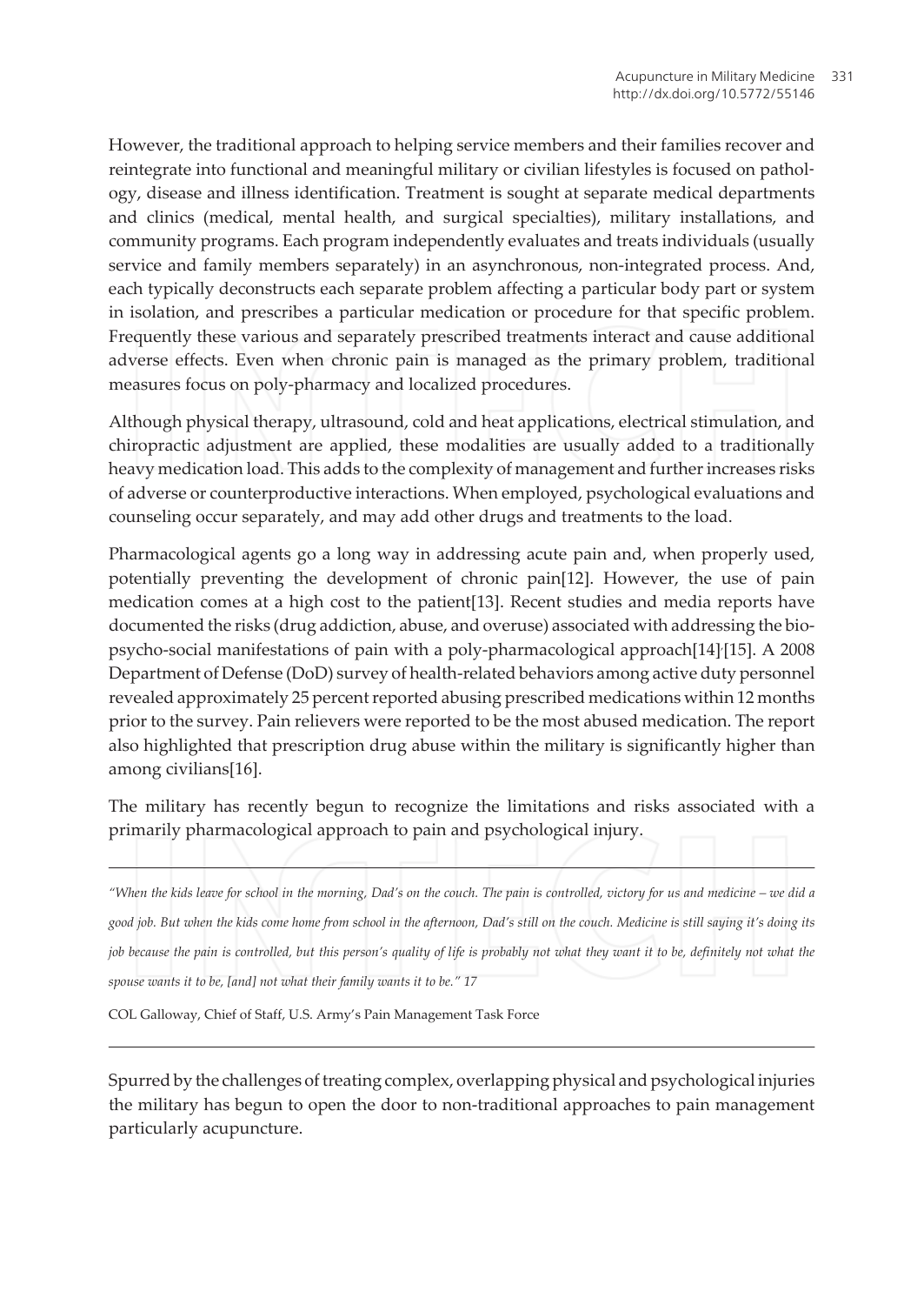However, the traditional approach to helping service members and their families recover and reintegrate into functional and meaningful military or civilian lifestyles is focused on pathology, disease and illness identification. Treatment is sought at separate medical departments and clinics (medical, mental health, and surgical specialties), military installations, and community programs. Each program independently evaluates and treats individuals (usually service and family members separately) in an asynchronous, non-integrated process. And, each typically deconstructs each separate problem affecting a particular body part or system in isolation, and prescribes a particular medication or procedure for that specific problem. Frequently these various and separately prescribed treatments interact and cause additional adverse effects. Even when chronic pain is managed as the primary problem, traditional measures focus on poly-pharmacy and localized procedures.

Although physical therapy, ultrasound, cold and heat applications, electrical stimulation, and chiropractic adjustment are applied, these modalities are usually added to a traditionally heavy medication load. This adds to the complexity of management and further increases risks of adverse or counterproductive interactions. When employed, psychological evaluations and counseling occur separately, and may add other drugs and treatments to the load.

Pharmacological agents go a long way in addressing acute pain and, when properly used, potentially preventing the development of chronic pain[12]. However, the use of pain medication comes at a high cost to the patient[13]. Recent studies and media reports have documented the risks (drug addiction, abuse, and overuse) associated with addressing the bio-psycho-social manifestations of pain with a poly-pharmacological approach[14],[15]. A 2008 Department of Defense (DoD) survey of health-related behaviors among active duty personnel revealed approximately 25 percent reported abusing prescribed medications within 12 months prior to the survey. Pain relievers were reported to be the most abused medication. The report also highlighted that prescription drug abuse within the military is significantly higher than among civilians[16].

The military has recently begun to recognize the limitations and risks associated with a primarily pharmacological approach to pain and psychological injury.

---

*"When the kids leave for school in the morning, Dad's on the couch. The pain is controlled, victory for us and medicine – we did a good job. But when the kids come home from school in the afternoon, Dad's still on the couch. Medicine is still saying it's doing its job because the pain is controlled, but this person's quality of life is probably not what they want it to be, definitely not what the spouse wants it to be, [and] not what their family wants it to be." 17*

COL Galloway, Chief of Staff, U.S. Army's Pain Management Task Force

---

Spurred by the challenges of treating complex, overlapping physical and psychological injuries the military has begun to open the door to non-traditional approaches to pain management particularly acupuncture.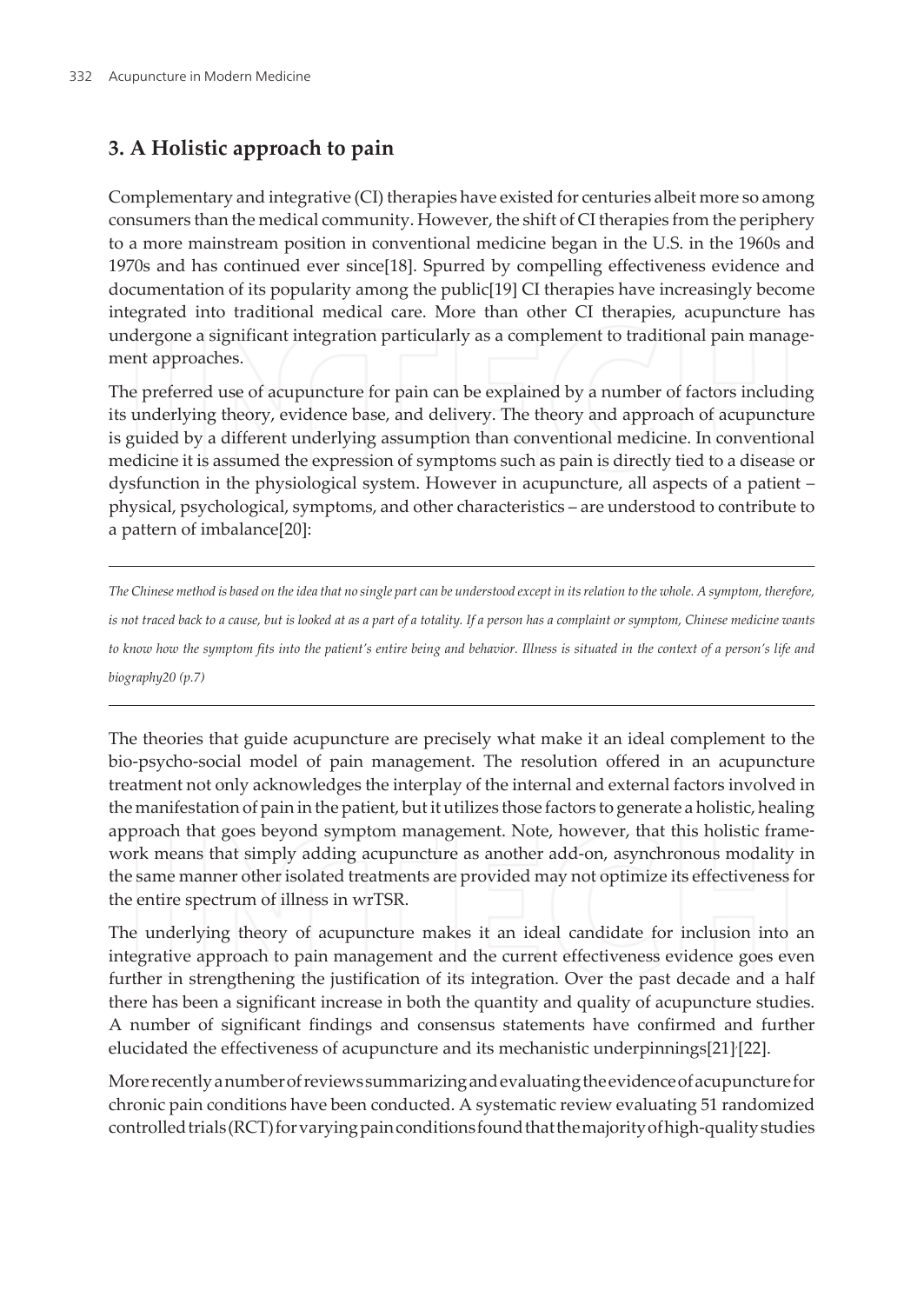## 3. A Holistic approach to pain

Complementary and integrative (CI) therapies have existed for centuries albeit more so among consumers than the medical community. However, the shift of CI therapies from the periphery to a more mainstream position in conventional medicine began in the U.S. in the 1960s and 1970s and has continued ever since[18]. Spurred by compelling effectiveness evidence and documentation of its popularity among the public[19] CI therapies have increasingly become integrated into traditional medical care. More than other CI therapies, acupuncture has undergone a significant integration particularly as a complement to traditional pain management approaches.

The preferred use of acupuncture for pain can be explained by a number of factors including its underlying theory, evidence base, and delivery. The theory and approach of acupuncture is guided by a different underlying assumption than conventional medicine. In conventional medicine it is assumed the expression of symptoms such as pain is directly tied to a disease or dysfunction in the physiological system. However in acupuncture, all aspects of a patient – physical, psychological, symptoms, and other characteristics – are understood to contribute to a pattern of imbalance[20]:

---

*The Chinese method is based on the idea that no single part can be understood except in its relation to the whole. A symptom, therefore, is not traced back to a cause, but is looked at as a part of a totality. If a person has a complaint or symptom, Chinese medicine wants to know how the symptom fits into the patient's entire being and behavior. Illness is situated in the context of a person's life and biography20 (p.7)*

---

The theories that guide acupuncture are precisely what make it an ideal complement to the bio-psycho-social model of pain management. The resolution offered in an acupuncture treatment not only acknowledges the interplay of the internal and external factors involved in the manifestation of pain in the patient, but it utilizes those factors to generate a holistic, healing approach that goes beyond symptom management. Note, however, that this holistic framework means that simply adding acupuncture as another add-on, asynchronous modality in the same manner other isolated treatments are provided may not optimize its effectiveness for the entire spectrum of illness in wrTSR.

The underlying theory of acupuncture makes it an ideal candidate for inclusion into an integrative approach to pain management and the current effectiveness evidence goes even further in strengthening the justification of its integration. Over the past decade and a half there has been a significant increase in both the quantity and quality of acupuncture studies. A number of significant findings and consensus statements have confirmed and further elucidated the effectiveness of acupuncture and its mechanistic underpinnings[21],[22].

More recently a number of reviews summarizing and evaluating the evidence of acupuncture for chronic pain conditions have been conducted. A systematic review evaluating 51 randomized controlled trials (RCT) for varying pain conditions found that the majority of high-quality studies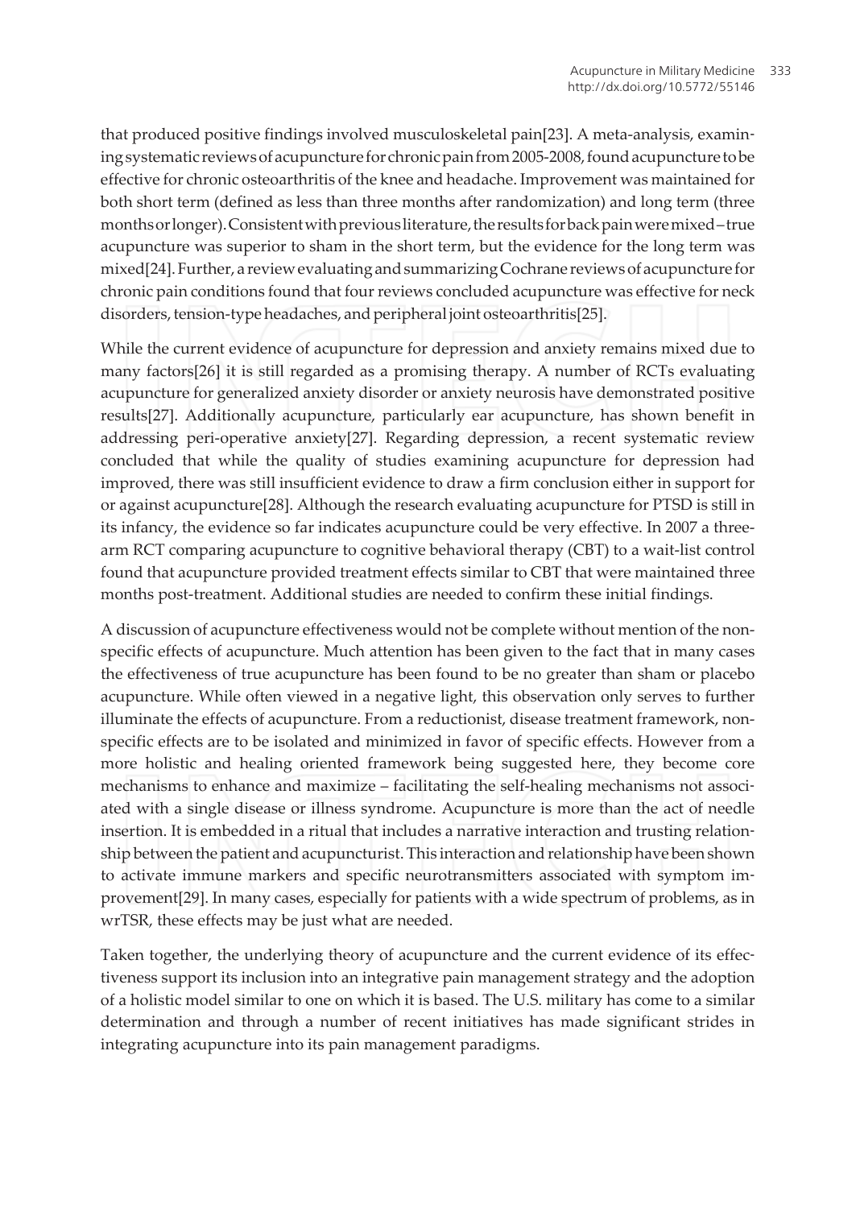that produced positive findings involved musculoskeletal pain[23]. A meta-analysis, examining systematic reviews of acupuncture for chronic pain from 2005-2008, found acupuncture to be effective for chronic osteoarthritis of the knee and headache. Improvement was maintained for both short term (defined as less than three months after randomization) and long term (three months or longer). Consistent with previous literature, the results for back pain were mixed – true acupuncture was superior to sham in the short term, but the evidence for the long term was mixed[24]. Further, a review evaluating and summarizing Cochrane reviews of acupuncture for chronic pain conditions found that four reviews concluded acupuncture was effective for neck disorders, tension-type headaches, and peripheral joint osteoarthritis[25].

While the current evidence of acupuncture for depression and anxiety remains mixed due to many factors[26] it is still regarded as a promising therapy. A number of RCTs evaluating acupuncture for generalized anxiety disorder or anxiety neurosis have demonstrated positive results[27]. Additionally acupuncture, particularly ear acupuncture, has shown benefit in addressing peri-operative anxiety[27]. Regarding depression, a recent systematic review concluded that while the quality of studies examining acupuncture for depression had improved, there was still insufficient evidence to draw a firm conclusion either in support for or against acupuncture[28]. Although the research evaluating acupuncture for PTSD is still in its infancy, the evidence so far indicates acupuncture could be very effective. In 2007 a three-arm RCT comparing acupuncture to cognitive behavioral therapy (CBT) to a wait-list control found that acupuncture provided treatment effects similar to CBT that were maintained three months post-treatment. Additional studies are needed to confirm these initial findings.

A discussion of acupuncture effectiveness would not be complete without mention of the non-specific effects of acupuncture. Much attention has been given to the fact that in many cases the effectiveness of true acupuncture has been found to be no greater than sham or placebo acupuncture. While often viewed in a negative light, this observation only serves to further illuminate the effects of acupuncture. From a reductionist, disease treatment framework, non-specific effects are to be isolated and minimized in favor of specific effects. However from a more holistic and healing oriented framework being suggested here, they become core mechanisms to enhance and maximize – facilitating the self-healing mechanisms not associated with a single disease or illness syndrome. Acupuncture is more than the act of needle insertion. It is embedded in a ritual that includes a narrative interaction and trusting relationship between the patient and acupuncturist. This interaction and relationship have been shown to activate immune markers and specific neurotransmitters associated with symptom improvement[29]. In many cases, especially for patients with a wide spectrum of problems, as in wrTSR, these effects may be just what are needed.

Taken together, the underlying theory of acupuncture and the current evidence of its effectiveness support its inclusion into an integrative pain management strategy and the adoption of a holistic model similar to one on which it is based. The U.S. military has come to a similar determination and through a number of recent initiatives has made significant strides in integrating acupuncture into its pain management paradigms.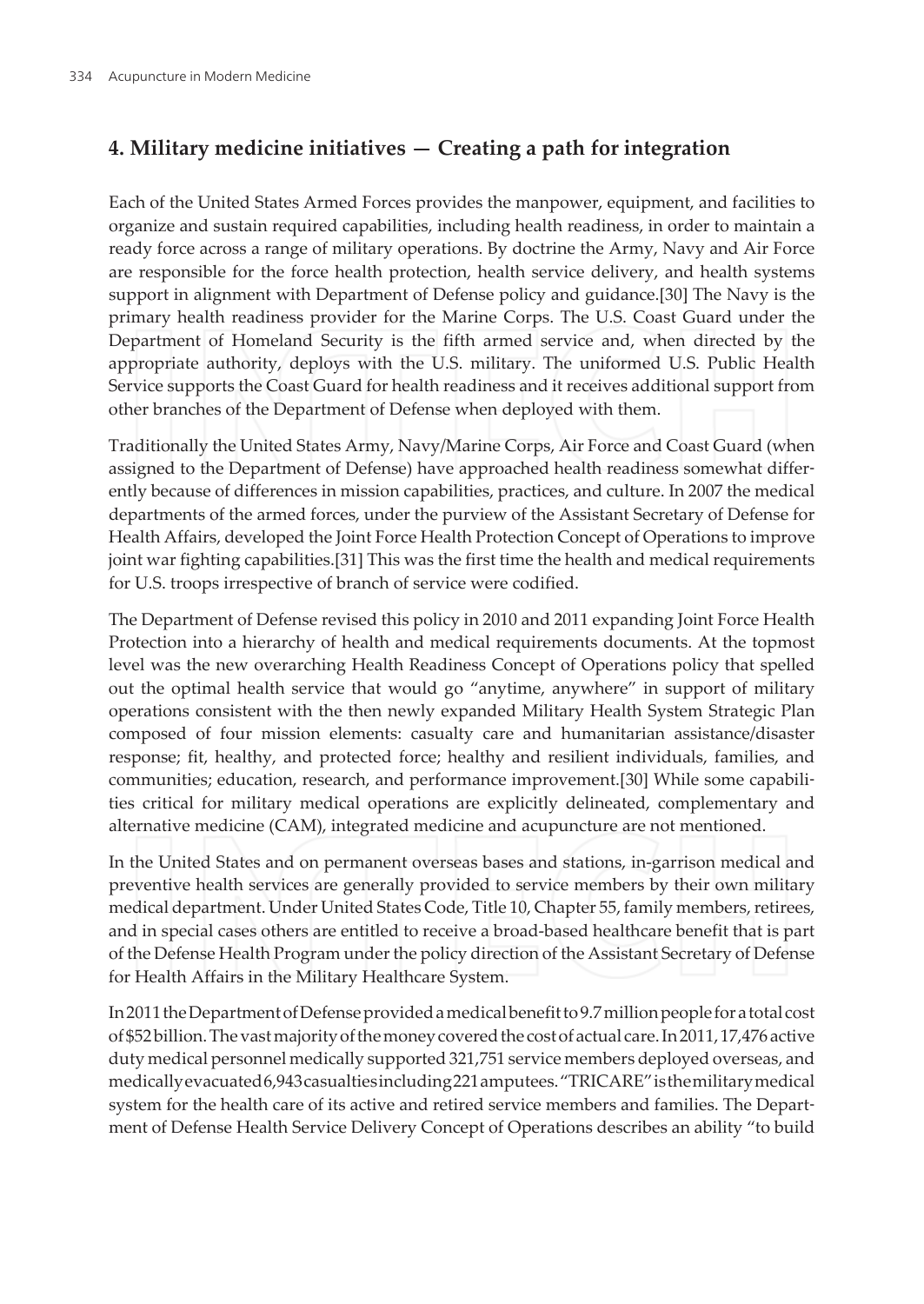## 4. Military medicine initiatives — Creating a path for integration

Each of the United States Armed Forces provides the manpower, equipment, and facilities to organize and sustain required capabilities, including health readiness, in order to maintain a ready force across a range of military operations. By doctrine the Army, Navy and Air Force are responsible for the force health protection, health service delivery, and health systems support in alignment with Department of Defense policy and guidance.[30] The Navy is the primary health readiness provider for the Marine Corps. The U.S. Coast Guard under the Department of Homeland Security is the fifth armed service and, when directed by the appropriate authority, deploys with the U.S. military. The uniformed U.S. Public Health Service supports the Coast Guard for health readiness and it receives additional support from other branches of the Department of Defense when deployed with them.

Traditionally the United States Army, Navy/Marine Corps, Air Force and Coast Guard (when assigned to the Department of Defense) have approached health readiness somewhat differently because of differences in mission capabilities, practices, and culture. In 2007 the medical departments of the armed forces, under the purview of the Assistant Secretary of Defense for Health Affairs, developed the Joint Force Health Protection Concept of Operations to improve joint war fighting capabilities.[31] This was the first time the health and medical requirements for U.S. troops irrespective of branch of service were codified.

The Department of Defense revised this policy in 2010 and 2011 expanding Joint Force Health Protection into a hierarchy of health and medical requirements documents. At the topmost level was the new overarching Health Readiness Concept of Operations policy that spelled out the optimal health service that would go "anytime, anywhere" in support of military operations consistent with the then newly expanded Military Health System Strategic Plan composed of four mission elements: casualty care and humanitarian assistance/disaster response; fit, healthy, and protected force; healthy and resilient individuals, families, and communities; education, research, and performance improvement.[30] While some capabilities critical for military medical operations are explicitly delineated, complementary and alternative medicine (CAM), integrated medicine and acupuncture are not mentioned.

In the United States and on permanent overseas bases and stations, in-garrison medical and preventive health services are generally provided to service members by their own military medical department. Under United States Code, Title 10, Chapter 55, family members, retirees, and in special cases others are entitled to receive a broad-based healthcare benefit that is part of the Defense Health Program under the policy direction of the Assistant Secretary of Defense for Health Affairs in the Military Healthcare System.

In 2011 the Department of Defense provided a medical benefit to 9.7 million people for a total cost of $52 billion. The vast majority of the money covered the cost of actual care. In 2011, 17,476 active duty medical personnel medically supported 321,751 service members deployed overseas, and medically evacuated 6,943 casualties including 221 amputees. "TRICARE" is the military medical system for the health care of its active and retired service members and families. The Department of Defense Health Service Delivery Concept of Operations describes an ability "to build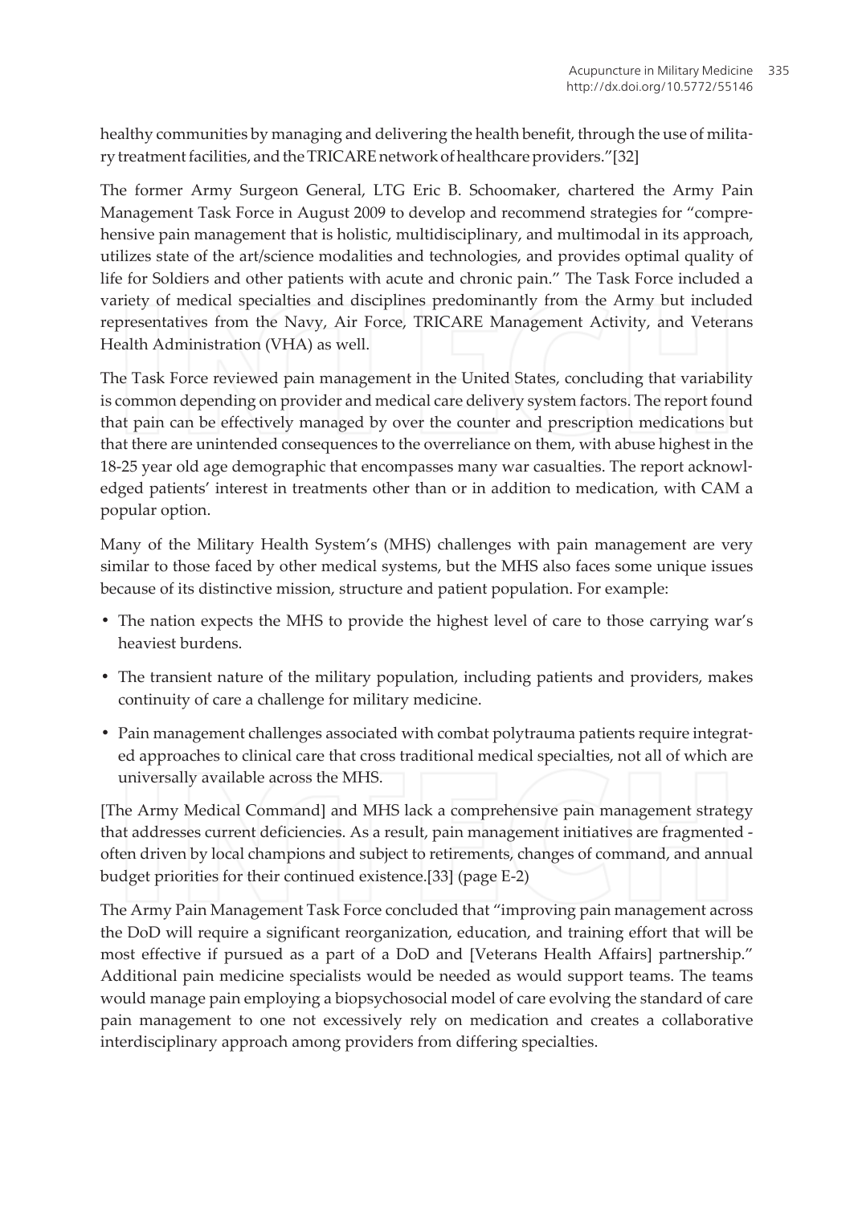healthy communities by managing and delivering the health benefit, through the use of military treatment facilities, and the TRICARE network of healthcare providers."[32]

The former Army Surgeon General, LTG Eric B. Schoomaker, chartered the Army Pain Management Task Force in August 2009 to develop and recommend strategies for "comprehensive pain management that is holistic, multidisciplinary, and multimodal in its approach, utilizes state of the art/science modalities and technologies, and provides optimal quality of life for Soldiers and other patients with acute and chronic pain." The Task Force included a variety of medical specialties and disciplines predominantly from the Army but included representatives from the Navy, Air Force, TRICARE Management Activity, and Veterans Health Administration (VHA) as well.

The Task Force reviewed pain management in the United States, concluding that variability is common depending on provider and medical care delivery system factors. The report found that pain can be effectively managed by over the counter and prescription medications but that there are unintended consequences to the overreliance on them, with abuse highest in the 18-25 year old age demographic that encompasses many war casualties. The report acknowledged patients' interest in treatments other than or in addition to medication, with CAM a popular option.

Many of the Military Health System's (MHS) challenges with pain management are very similar to those faced by other medical systems, but the MHS also faces some unique issues because of its distinctive mission, structure and patient population. For example:

- The nation expects the MHS to provide the highest level of care to those carrying war's heaviest burdens.
- The transient nature of the military population, including patients and providers, makes continuity of care a challenge for military medicine.
- Pain management challenges associated with combat polytrauma patients require integrated approaches to clinical care that cross traditional medical specialties, not all of which are universally available across the MHS.

[The Army Medical Command] and MHS lack a comprehensive pain management strategy that addresses current deficiencies. As a result, pain management initiatives are fragmented - often driven by local champions and subject to retirements, changes of command, and annual budget priorities for their continued existence.[33] (page E-2)

The Army Pain Management Task Force concluded that "improving pain management across the DoD will require a significant reorganization, education, and training effort that will be most effective if pursued as a part of a DoD and [Veterans Health Affairs] partnership." Additional pain medicine specialists would be needed as would support teams. The teams would manage pain employing a biopsychosocial model of care evolving the standard of care pain management to one not excessively rely on medication and creates a collaborative interdisciplinary approach among providers from differing specialties.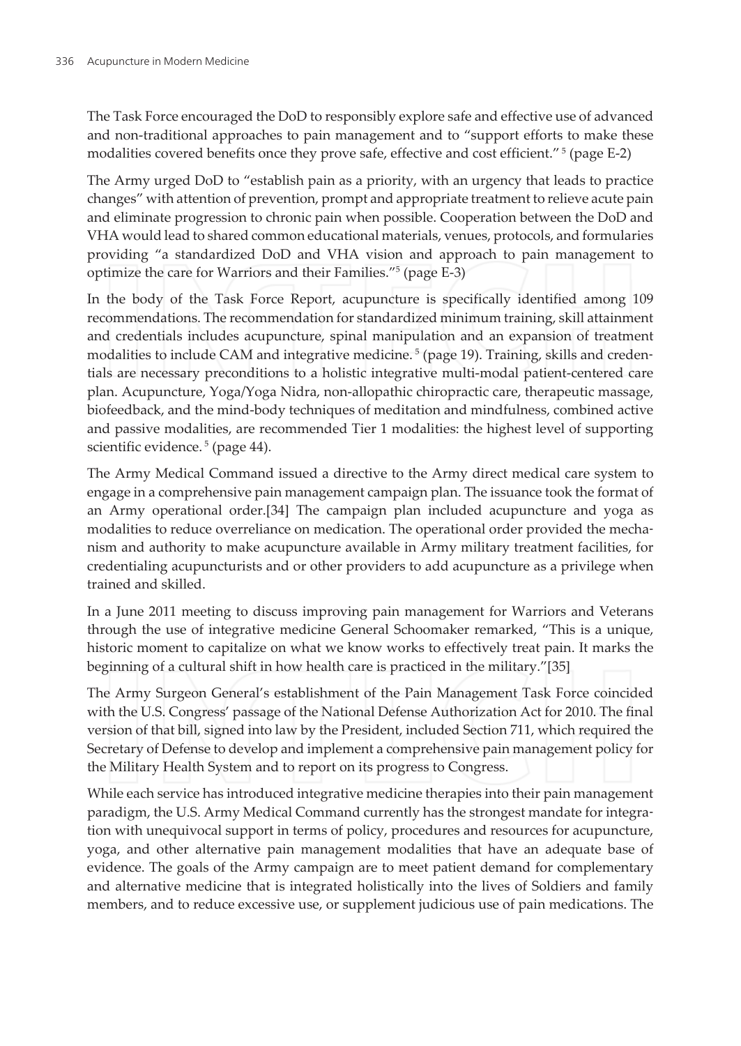The Task Force encouraged the DoD to responsibly explore safe and effective use of advanced and non-traditional approaches to pain management and to "support efforts to make these modalities covered benefits once they prove safe, effective and cost efficient." [5] (page E-2)

The Army urged DoD to "establish pain as a priority, with an urgency that leads to practice changes" with attention of prevention, prompt and appropriate treatment to relieve acute pain and eliminate progression to chronic pain when possible. Cooperation between the DoD and VHA would lead to shared common educational materials, venues, protocols, and formularies providing "a standardized DoD and VHA vision and approach to pain management to optimize the care for Warriors and their Families."[5] (page E-3)

In the body of the Task Force Report, acupuncture is specifically identified among 109 recommendations. The recommendation for standardized minimum training, skill attainment and credentials includes acupuncture, spinal manipulation and an expansion of treatment modalities to include CAM and integrative medicine. [5] (page 19). Training, skills and credentials are necessary preconditions to a holistic integrative multi-modal patient-centered care plan. Acupuncture, Yoga/Yoga Nidra, non-allopathic chiropractic care, therapeutic massage, biofeedback, and the mind-body techniques of meditation and mindfulness, combined active and passive modalities, are recommended Tier 1 modalities: the highest level of supporting scientific evidence. [5] (page 44).

The Army Medical Command issued a directive to the Army direct medical care system to engage in a comprehensive pain management campaign plan. The issuance took the format of an Army operational order.[34] The campaign plan included acupuncture and yoga as modalities to reduce overreliance on medication. The operational order provided the mechanism and authority to make acupuncture available in Army military treatment facilities, for credentialing acupuncturists and or other providers to add acupuncture as a privilege when trained and skilled.

In a June 2011 meeting to discuss improving pain management for Warriors and Veterans through the use of integrative medicine General Schoomaker remarked, "This is a unique, historic moment to capitalize on what we know works to effectively treat pain. It marks the beginning of a cultural shift in how health care is practiced in the military."[35]

The Army Surgeon General's establishment of the Pain Management Task Force coincided with the U.S. Congress' passage of the National Defense Authorization Act for 2010. The final version of that bill, signed into law by the President, included Section 711, which required the Secretary of Defense to develop and implement a comprehensive pain management policy for the Military Health System and to report on its progress to Congress.

While each service has introduced integrative medicine therapies into their pain management paradigm, the U.S. Army Medical Command currently has the strongest mandate for integration with unequivocal support in terms of policy, procedures and resources for acupuncture, yoga, and other alternative pain management modalities that have an adequate base of evidence. The goals of the Army campaign are to meet patient demand for complementary and alternative medicine that is integrated holistically into the lives of Soldiers and family members, and to reduce excessive use, or supplement judicious use of pain medications. The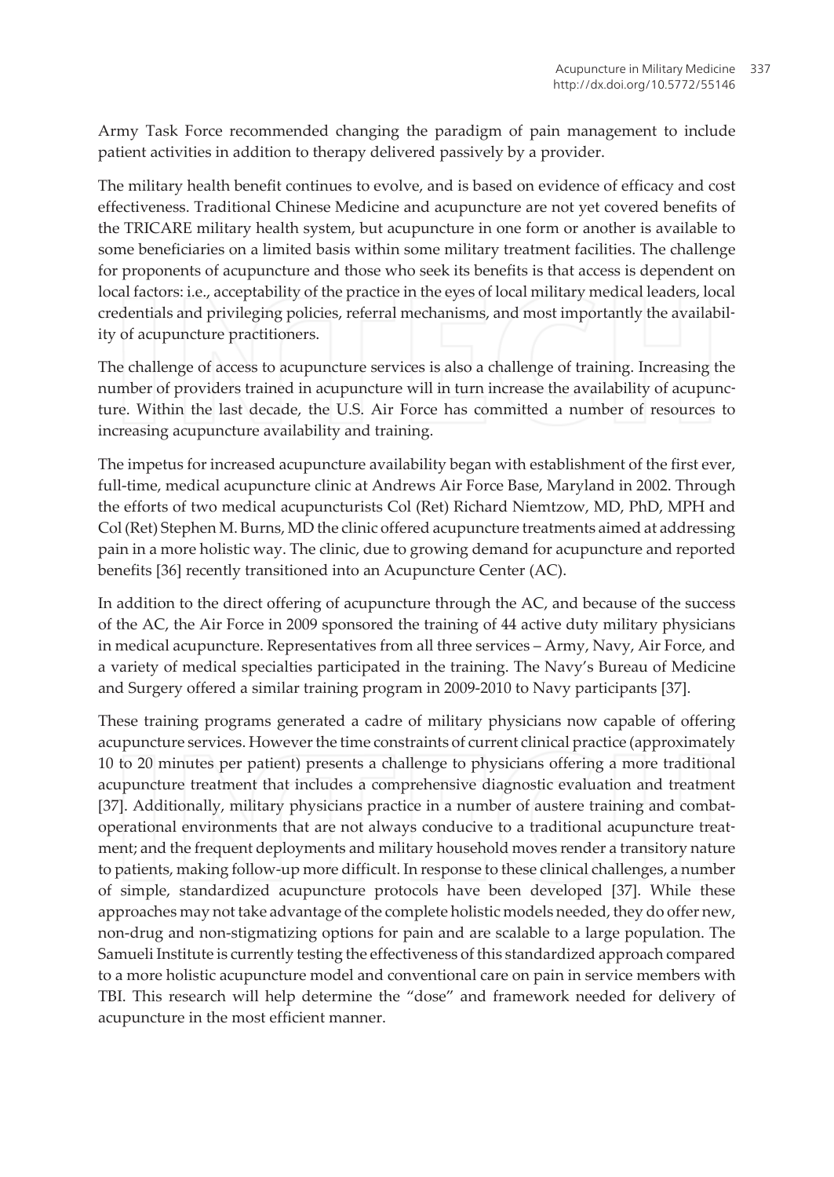Army Task Force recommended changing the paradigm of pain management to include patient activities in addition to therapy delivered passively by a provider.

The military health benefit continues to evolve, and is based on evidence of efficacy and cost effectiveness. Traditional Chinese Medicine and acupuncture are not yet covered benefits of the TRICARE military health system, but acupuncture in one form or another is available to some beneficiaries on a limited basis within some military treatment facilities. The challenge for proponents of acupuncture and those who seek its benefits is that access is dependent on local factors: i.e., acceptability of the practice in the eyes of local military medical leaders, local credentials and privileging policies, referral mechanisms, and most importantly the availability of acupuncture practitioners.

The challenge of access to acupuncture services is also a challenge of training. Increasing the number of providers trained in acupuncture will in turn increase the availability of acupuncture. Within the last decade, the U.S. Air Force has committed a number of resources to increasing acupuncture availability and training.

The impetus for increased acupuncture availability began with establishment of the first ever, full-time, medical acupuncture clinic at Andrews Air Force Base, Maryland in 2002. Through the efforts of two medical acupuncturists Col (Ret) Richard Niemtzow, MD, PhD, MPH and Col (Ret) Stephen M. Burns, MD the clinic offered acupuncture treatments aimed at addressing pain in a more holistic way. The clinic, due to growing demand for acupuncture and reported benefits [36] recently transitioned into an Acupuncture Center (AC).

In addition to the direct offering of acupuncture through the AC, and because of the success of the AC, the Air Force in 2009 sponsored the training of 44 active duty military physicians in medical acupuncture. Representatives from all three services – Army, Navy, Air Force, and a variety of medical specialties participated in the training. The Navy's Bureau of Medicine and Surgery offered a similar training program in 2009-2010 to Navy participants [37].

These training programs generated a cadre of military physicians now capable of offering acupuncture services. However the time constraints of current clinical practice (approximately 10 to 20 minutes per patient) presents a challenge to physicians offering a more traditional acupuncture treatment that includes a comprehensive diagnostic evaluation and treatment [37]. Additionally, military physicians practice in a number of austere training and combat-operational environments that are not always conducive to a traditional acupuncture treatment; and the frequent deployments and military household moves render a transitory nature to patients, making follow-up more difficult. In response to these clinical challenges, a number of simple, standardized acupuncture protocols have been developed [37]. While these approaches may not take advantage of the complete holistic models needed, they do offer new, non-drug and non-stigmatizing options for pain and are scalable to a large population. The Samueli Institute is currently testing the effectiveness of this standardized approach compared to a more holistic acupuncture model and conventional care on pain in service members with TBI. This research will help determine the "dose" and framework needed for delivery of acupuncture in the most efficient manner.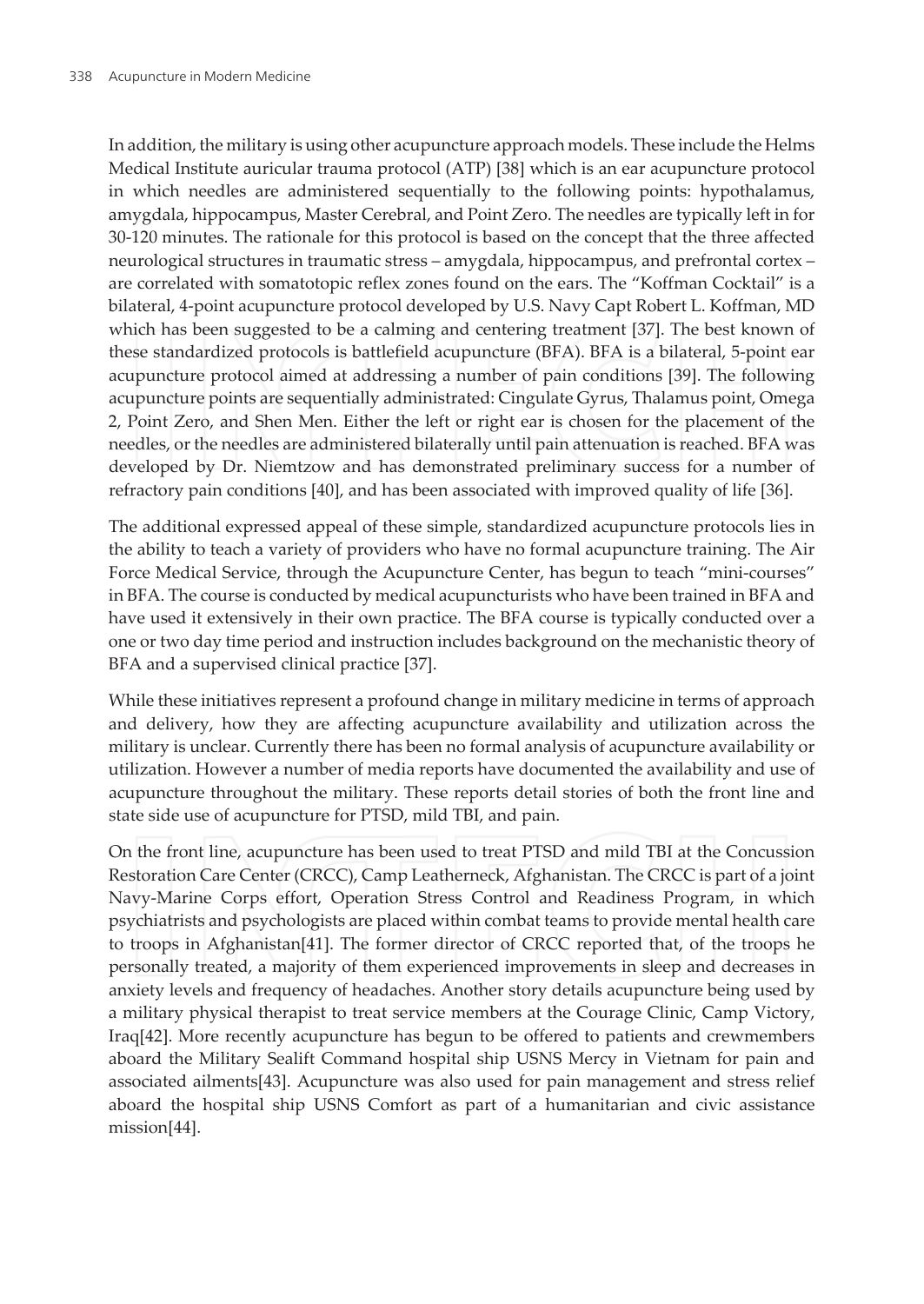In addition, the military is using other acupuncture approach models. These include the Helms Medical Institute auricular trauma protocol (ATP) [38] which is an ear acupuncture protocol in which needles are administered sequentially to the following points: hypothalamus, amygdala, hippocampus, Master Cerebral, and Point Zero. The needles are typically left in for 30-120 minutes. The rationale for this protocol is based on the concept that the three affected neurological structures in traumatic stress – amygdala, hippocampus, and prefrontal cortex – are correlated with somatotopic reflex zones found on the ears. The "Koffman Cocktail" is a bilateral, 4-point acupuncture protocol developed by U.S. Navy Capt Robert L. Koffman, MD which has been suggested to be a calming and centering treatment [37]. The best known of these standardized protocols is battlefield acupuncture (BFA). BFA is a bilateral, 5-point ear acupuncture protocol aimed at addressing a number of pain conditions [39]. The following acupuncture points are sequentially administrated: Cingulate Gyrus, Thalamus point, Omega 2, Point Zero, and Shen Men. Either the left or right ear is chosen for the placement of the needles, or the needles are administered bilaterally until pain attenuation is reached. BFA was developed by Dr. Niemtzow and has demonstrated preliminary success for a number of refractory pain conditions [40], and has been associated with improved quality of life [36].

The additional expressed appeal of these simple, standardized acupuncture protocols lies in the ability to teach a variety of providers who have no formal acupuncture training. The Air Force Medical Service, through the Acupuncture Center, has begun to teach "mini-courses" in BFA. The course is conducted by medical acupuncturists who have been trained in BFA and have used it extensively in their own practice. The BFA course is typically conducted over a one or two day time period and instruction includes background on the mechanistic theory of BFA and a supervised clinical practice [37].

While these initiatives represent a profound change in military medicine in terms of approach and delivery, how they are affecting acupuncture availability and utilization across the military is unclear. Currently there has been no formal analysis of acupuncture availability or utilization. However a number of media reports have documented the availability and use of acupuncture throughout the military. These reports detail stories of both the front line and state side use of acupuncture for PTSD, mild TBI, and pain.

On the front line, acupuncture has been used to treat PTSD and mild TBI at the Concussion Restoration Care Center (CRCC), Camp Leatherneck, Afghanistan. The CRCC is part of a joint Navy-Marine Corps effort, Operation Stress Control and Readiness Program, in which psychiatrists and psychologists are placed within combat teams to provide mental health care to troops in Afghanistan[41]. The former director of CRCC reported that, of the troops he personally treated, a majority of them experienced improvements in sleep and decreases in anxiety levels and frequency of headaches. Another story details acupuncture being used by a military physical therapist to treat service members at the Courage Clinic, Camp Victory, Iraq[42]. More recently acupuncture has begun to be offered to patients and crewmembers aboard the Military Sealift Command hospital ship USNS Mercy in Vietnam for pain and associated ailments[43]. Acupuncture was also used for pain management and stress relief aboard the hospital ship USNS Comfort as part of a humanitarian and civic assistance mission[44].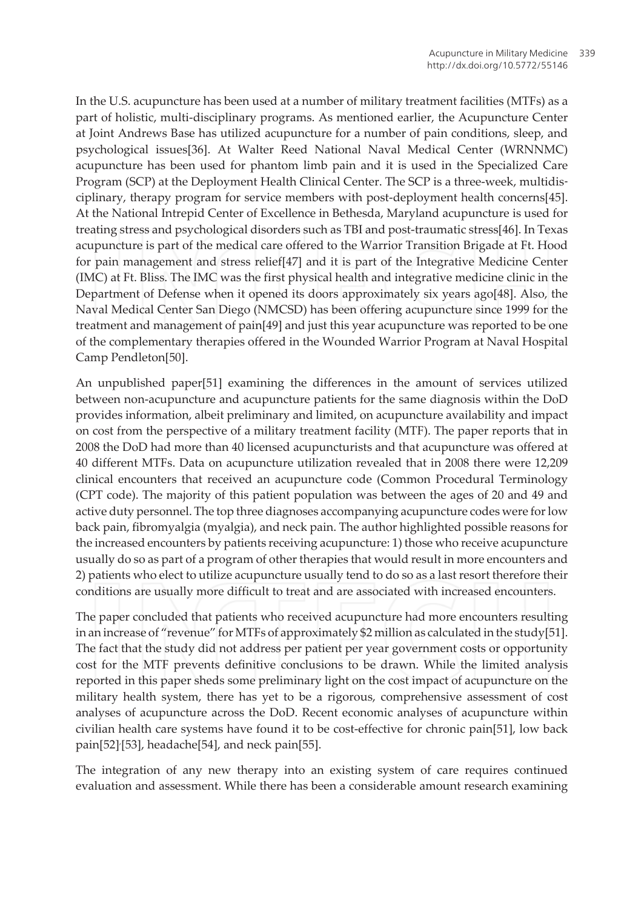In the U.S. acupuncture has been used at a number of military treatment facilities (MTFs) as a part of holistic, multi-disciplinary programs. As mentioned earlier, the Acupuncture Center at Joint Andrews Base has utilized acupuncture for a number of pain conditions, sleep, and psychological issues[36]. At Walter Reed National Naval Medical Center (WRNNMC) acupuncture has been used for phantom limb pain and it is used in the Specialized Care Program (SCP) at the Deployment Health Clinical Center. The SCP is a three-week, multidisciplinary, therapy program for service members with post-deployment health concerns[45]. At the National Intrepid Center of Excellence in Bethesda, Maryland acupuncture is used for treating stress and psychological disorders such as TBI and post-traumatic stress[46]. In Texas acupuncture is part of the medical care offered to the Warrior Transition Brigade at Ft. Hood for pain management and stress relief[47] and it is part of the Integrative Medicine Center (IMC) at Ft. Bliss. The IMC was the first physical health and integrative medicine clinic in the Department of Defense when it opened its doors approximately six years ago[48]. Also, the Naval Medical Center San Diego (NMCSD) has been offering acupuncture since 1999 for the treatment and management of pain[49] and just this year acupuncture was reported to be one of the complementary therapies offered in the Wounded Warrior Program at Naval Hospital Camp Pendleton[50].

An unpublished paper[51] examining the differences in the amount of services utilized between non-acupuncture and acupuncture patients for the same diagnosis within the DoD provides information, albeit preliminary and limited, on acupuncture availability and impact on cost from the perspective of a military treatment facility (MTF). The paper reports that in 2008 the DoD had more than 40 licensed acupuncturists and that acupuncture was offered at 40 different MTFs. Data on acupuncture utilization revealed that in 2008 there were 12,209 clinical encounters that received an acupuncture code (Common Procedural Terminology (CPT code). The majority of this patient population was between the ages of 20 and 49 and active duty personnel. The top three diagnoses accompanying acupuncture codes were for low back pain, fibromyalgia (myalgia), and neck pain. The author highlighted possible reasons for the increased encounters by patients receiving acupuncture: 1) those who receive acupuncture usually do so as part of a program of other therapies that would result in more encounters and 2) patients who elect to utilize acupuncture usually tend to do so as a last resort therefore their conditions are usually more difficult to treat and are associated with increased encounters.

The paper concluded that patients who received acupuncture had more encounters resulting in an increase of "revenue" for MTFs of approximately $2 million as calculated in the study[51]. The fact that the study did not address per patient per year government costs or opportunity cost for the MTF prevents definitive conclusions to be drawn. While the limited analysis reported in this paper sheds some preliminary light on the cost impact of acupuncture on the military health system, there has yet to be a rigorous, comprehensive assessment of cost analyses of acupuncture across the DoD. Recent economic analyses of acupuncture within civilian health care systems have found it to be cost-effective for chronic pain[51], low back pain[52],[53], headache[54], and neck pain[55].

The integration of any new therapy into an existing system of care requires continued evaluation and assessment. While there has been a considerable amount research examining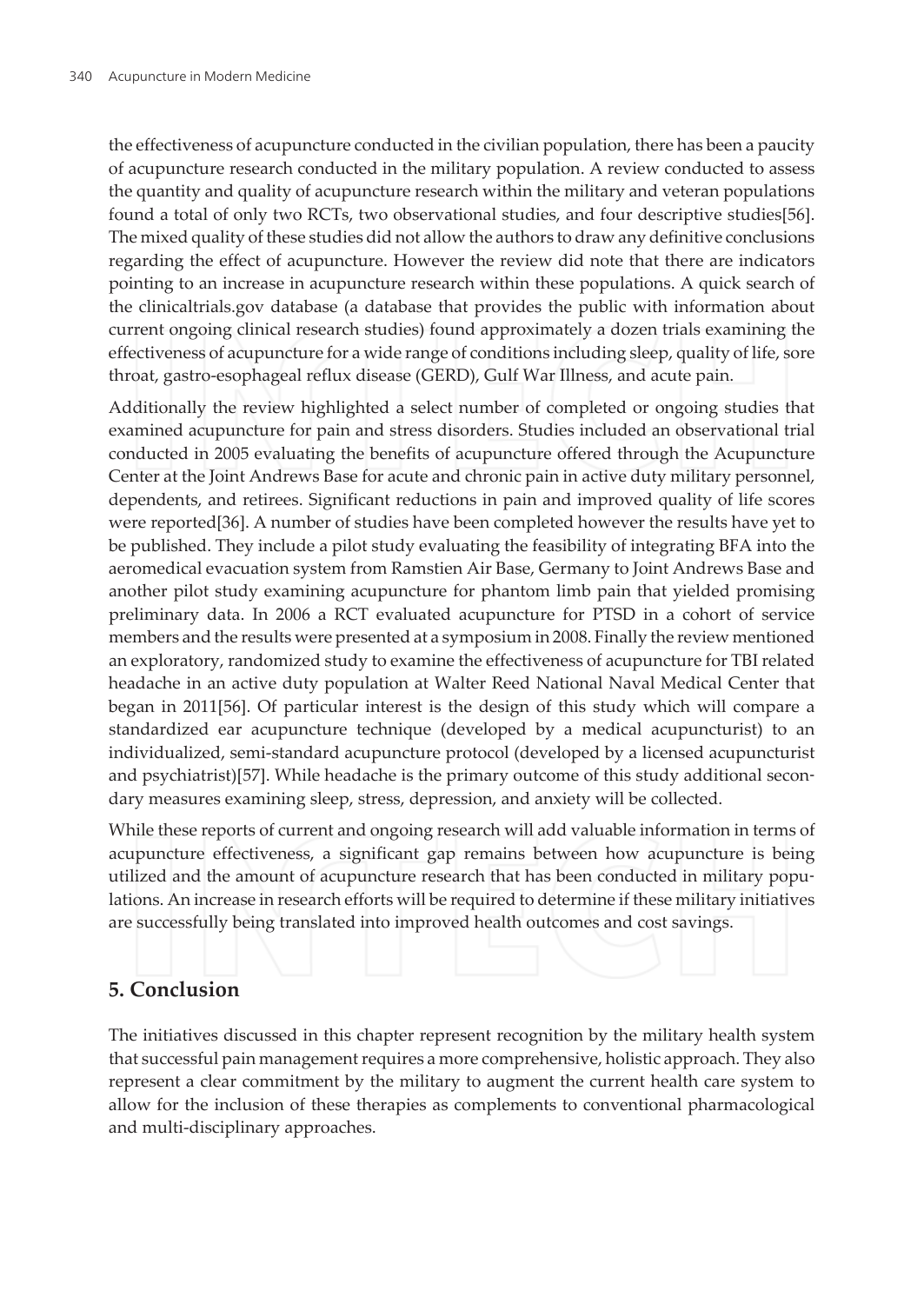the effectiveness of acupuncture conducted in the civilian population, there has been a paucity of acupuncture research conducted in the military population. A review conducted to assess the quantity and quality of acupuncture research within the military and veteran populations found a total of only two RCTs, two observational studies, and four descriptive studies[56]. The mixed quality of these studies did not allow the authors to draw any definitive conclusions regarding the effect of acupuncture. However the review did note that there are indicators pointing to an increase in acupuncture research within these populations. A quick search of the clinicaltrials.gov database (a database that provides the public with information about current ongoing clinical research studies) found approximately a dozen trials examining the effectiveness of acupuncture for a wide range of conditions including sleep, quality of life, sore throat, gastro-esophageal reflux disease (GERD), Gulf War Illness, and acute pain.

Additionally the review highlighted a select number of completed or ongoing studies that examined acupuncture for pain and stress disorders. Studies included an observational trial conducted in 2005 evaluating the benefits of acupuncture offered through the Acupuncture Center at the Joint Andrews Base for acute and chronic pain in active duty military personnel, dependents, and retirees. Significant reductions in pain and improved quality of life scores were reported[36]. A number of studies have been completed however the results have yet to be published. They include a pilot study evaluating the feasibility of integrating BFA into the aeromedical evacuation system from Ramstien Air Base, Germany to Joint Andrews Base and another pilot study examining acupuncture for phantom limb pain that yielded promising preliminary data. In 2006 a RCT evaluated acupuncture for PTSD in a cohort of service members and the results were presented at a symposium in 2008. Finally the review mentioned an exploratory, randomized study to examine the effectiveness of acupuncture for TBI related headache in an active duty population at Walter Reed National Naval Medical Center that began in 2011[56]. Of particular interest is the design of this study which will compare a standardized ear acupuncture technique (developed by a medical acupuncturist) to an individualized, semi-standard acupuncture protocol (developed by a licensed acupuncturist and psychiatrist)[57]. While headache is the primary outcome of this study additional secondary measures examining sleep, stress, depression, and anxiety will be collected.

While these reports of current and ongoing research will add valuable information in terms of acupuncture effectiveness, a significant gap remains between how acupuncture is being utilized and the amount of acupuncture research that has been conducted in military populations. An increase in research efforts will be required to determine if these military initiatives are successfully being translated into improved health outcomes and cost savings.

## 5. Conclusion

The initiatives discussed in this chapter represent recognition by the military health system that successful pain management requires a more comprehensive, holistic approach. They also represent a clear commitment by the military to augment the current health care system to allow for the inclusion of these therapies as complements to conventional pharmacological and multi-disciplinary approaches.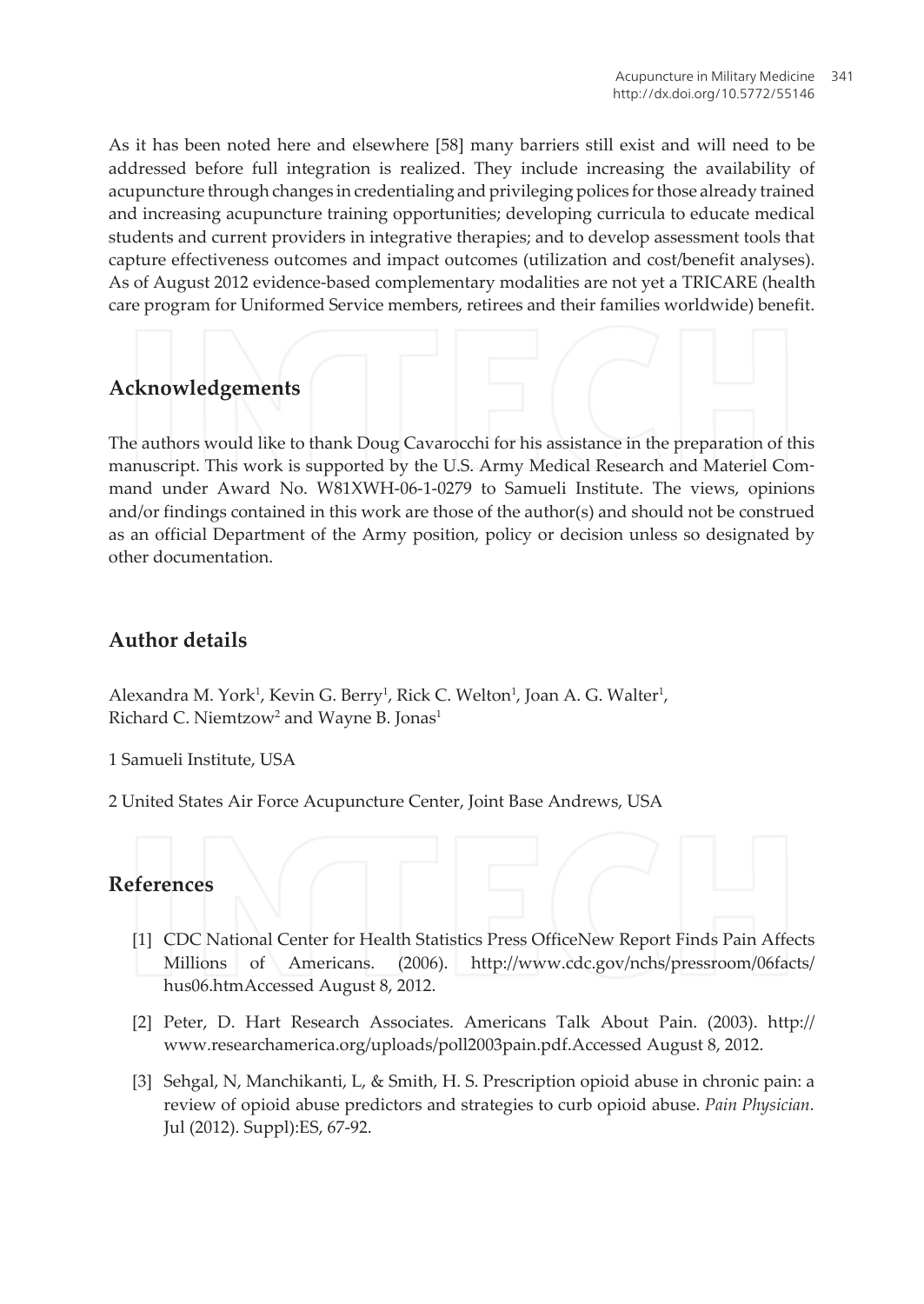As it has been noted here and elsewhere [58] many barriers still exist and will need to be addressed before full integration is realized. They include increasing the availability of acupuncture through changes in credentialing and privileging polices for those already trained and increasing acupuncture training opportunities; developing curricula to educate medical students and current providers in integrative therapies; and to develop assessment tools that capture effectiveness outcomes and impact outcomes (utilization and cost/benefit analyses). As of August 2012 evidence-based complementary modalities are not yet a TRICARE (health care program for Uniformed Service members, retirees and their families worldwide) benefit.

## Acknowledgements

The authors would like to thank Doug Cavarocchi for his assistance in the preparation of this manuscript. This work is supported by the U.S. Army Medical Research and Materiel Command under Award No. W81XWH-06-1-0279 to Samueli Institute. The views, opinions and/or findings contained in this work are those of the author(s) and should not be construed as an official Department of the Army position, policy or decision unless so designated by other documentation.

## Author details

Alexandra M. York[1], Kevin G. Berry[1], Rick C. Welton[1], Joan A. G. Walter[1], Richard C. Niemtzow[2] and Wayne B. Jonas[1]

1 Samueli Institute, USA

2 United States Air Force Acupuncture Center, Joint Base Andrews, USA

## References

[1] CDC National Center for Health Statistics Press OfficeNew Report Finds Pain Affects Millions of Americans. (2006). http://www.cdc.gov/nchs/pressroom/06facts/hus06.htmAccessed August 8, 2012.

[2] Peter, D. Hart Research Associates. Americans Talk About Pain. (2003). http://www.researchamerica.org/uploads/poll2003pain.pdf.Accessed August 8, 2012.

[3] Sehgal, N, Manchikanti, L, & Smith, H. S. Prescription opioid abuse in chronic pain: a review of opioid abuse predictors and strategies to curb opioid abuse. *Pain Physician*. Jul (2012). Suppl):ES, 67-92.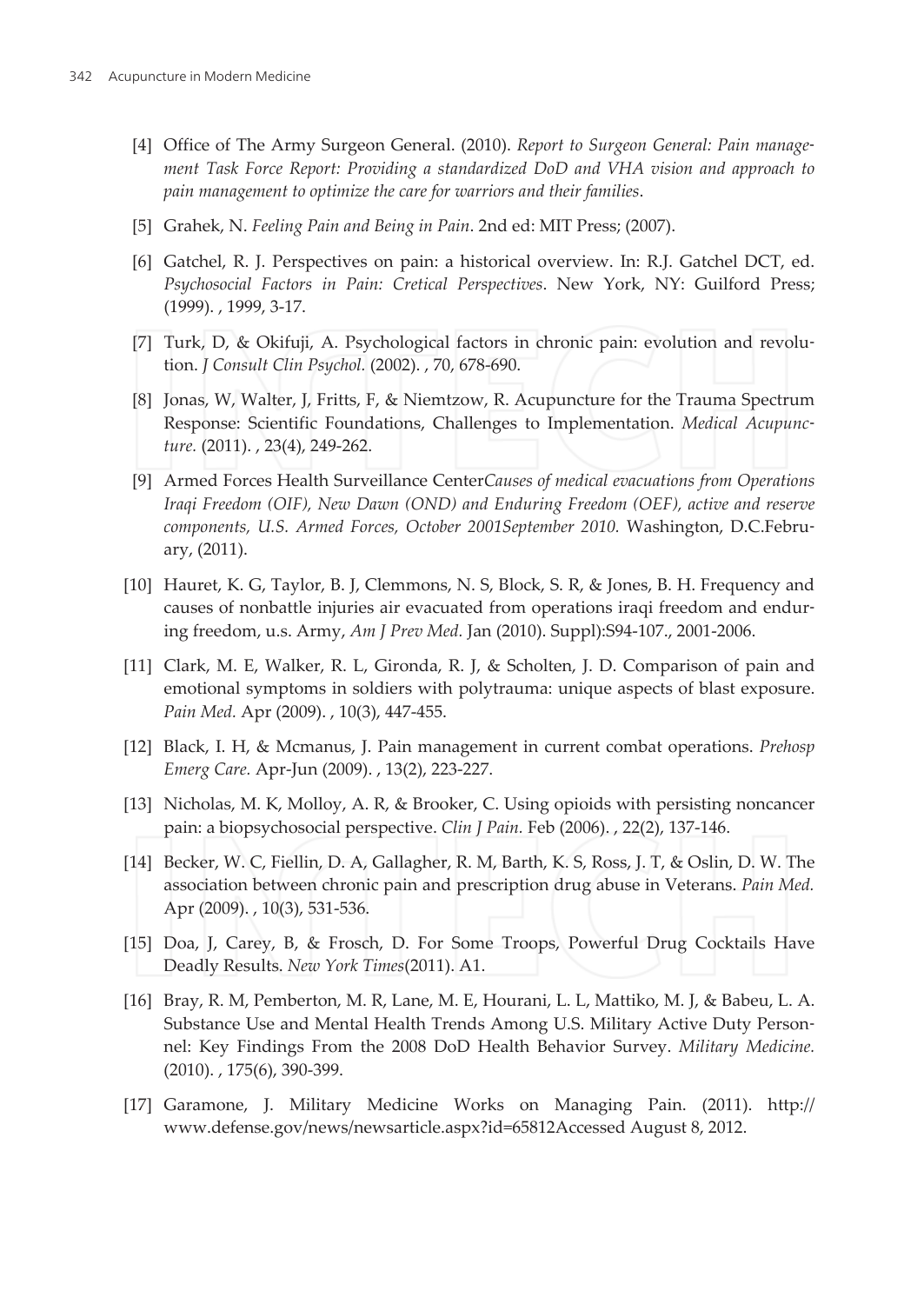[4] Office of The Army Surgeon General. (2010). *Report to Surgeon General: Pain management Task Force Report: Providing a standardized DoD and VHA vision and approach to pain management to optimize the care for warriors and their families*.

[5] Grahek, N. *Feeling Pain and Being in Pain*. 2nd ed: MIT Press; (2007).

[6] Gatchel, R. J. Perspectives on pain: a historical overview. In: R.J. Gatchel DCT, ed. *Psychosocial Factors in Pain: Cretical Perspectives*. New York, NY: Guilford Press; (1999). , 1999, 3-17.

[7] Turk, D, & Okifuji, A. Psychological factors in chronic pain: evolution and revolution. *J Consult Clin Psychol.* (2002). , 70, 678-690.

[8] Jonas, W, Walter, J, Fritts, F, & Niemtzow, R. Acupuncture for the Trauma Spectrum Response: Scientific Foundations, Challenges to Implementation. *Medical Acupuncture.* (2011). , 23(4), 249-262.

[9] Armed Forces Health Surveillance Center*Causes of medical evacuations from Operations Iraqi Freedom (OIF), New Dawn (OND) and Enduring Freedom (OEF), active and reserve components, U.S. Armed Forces, October 2001September 2010.* Washington, D.C.February, (2011).

[10] Hauret, K. G, Taylor, B. J, Clemmons, N. S, Block, S. R, & Jones, B. H. Frequency and causes of nonbattle injuries air evacuated from operations iraqi freedom and enduring freedom, u.s. Army, *Am J Prev Med.* Jan (2010). Suppl):S94-107., 2001-2006.

[11] Clark, M. E, Walker, R. L, Gironda, R. J, & Scholten, J. D. Comparison of pain and emotional symptoms in soldiers with polytrauma: unique aspects of blast exposure. *Pain Med.* Apr (2009). , 10(3), 447-455.

[12] Black, I. H, & Mcmanus, J. Pain management in current combat operations. *Prehosp Emerg Care.* Apr-Jun (2009). , 13(2), 223-227.

[13] Nicholas, M. K, Molloy, A. R, & Brooker, C. Using opioids with persisting noncancer pain: a biopsychosocial perspective. *Clin J Pain.* Feb (2006). , 22(2), 137-146.

[14] Becker, W. C, Fiellin, D. A, Gallagher, R. M, Barth, K. S, Ross, J. T, & Oslin, D. W. The association between chronic pain and prescription drug abuse in Veterans. *Pain Med.* Apr (2009). , 10(3), 531-536.

[15] Doa, J, Carey, B, & Frosch, D. For Some Troops, Powerful Drug Cocktails Have Deadly Results. *New York Times*(2011). A1.

[16] Bray, R. M, Pemberton, M. R, Lane, M. E, Hourani, L. L, Mattiko, M. J, & Babeu, L. A. Substance Use and Mental Health Trends Among U.S. Military Active Duty Personnel: Key Findings From the 2008 DoD Health Behavior Survey. *Military Medicine.* (2010). , 175(6), 390-399.

[17] Garamone, J. Military Medicine Works on Managing Pain. (2011). http://www.defense.gov/news/newsarticle.aspx?id=65812Accessed August 8, 2012.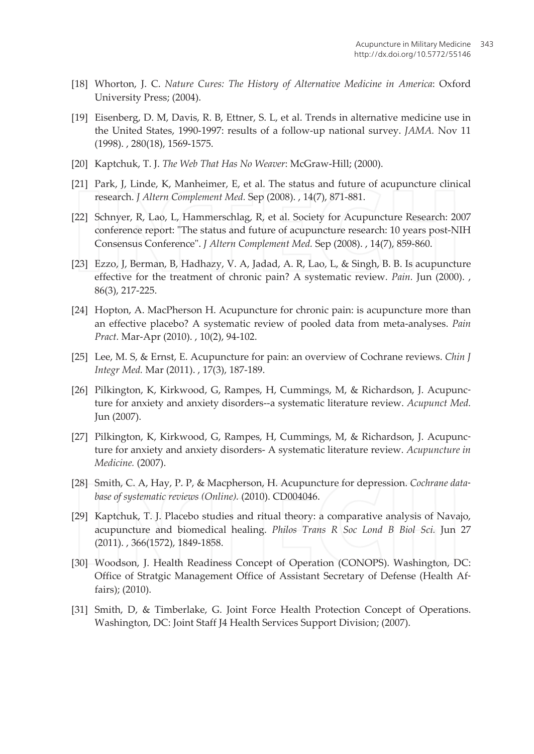[18] Whorton, J. C. *Nature Cures: The History of Alternative Medicine in America*: Oxford University Press; (2004).

[19] Eisenberg, D. M, Davis, R. B, Ettner, S. L, et al. Trends in alternative medicine use in the United States, 1990-1997: results of a follow-up national survey. *JAMA.* Nov 11 (1998). , 280(18), 1569-1575.

[20] Kaptchuk, T. J. *The Web That Has No Weaver*: McGraw-Hill; (2000).

[21] Park, J, Linde, K, Manheimer, E, et al. The status and future of acupuncture clinical research. *J Altern Complement Med.* Sep (2008). , 14(7), 871-881.

[22] Schnyer, R, Lao, L, Hammerschlag, R, et al. Society for Acupuncture Research: 2007 conference report: "The status and future of acupuncture research: 10 years post-NIH Consensus Conference". *J Altern Complement Med.* Sep (2008). , 14(7), 859-860.

[23] Ezzo, J, Berman, B, Hadhazy, V. A, Jadad, A. R, Lao, L, & Singh, B. B. Is acupuncture effective for the treatment of chronic pain? A systematic review. *Pain.* Jun (2000). , 86(3), 217-225.

[24] Hopton, A. MacPherson H. Acupuncture for chronic pain: is acupuncture more than an effective placebo? A systematic review of pooled data from meta-analyses. *Pain Pract.* Mar-Apr (2010). , 10(2), 94-102.

[25] Lee, M. S, & Ernst, E. Acupuncture for pain: an overview of Cochrane reviews. *Chin J Integr Med.* Mar (2011). , 17(3), 187-189.

[26] Pilkington, K, Kirkwood, G, Rampes, H, Cummings, M, & Richardson, J. Acupuncture for anxiety and anxiety disorders--a systematic literature review. *Acupunct Med.* Jun (2007).

[27] Pilkington, K, Kirkwood, G, Rampes, H, Cummings, M, & Richardson, J. Acupuncture for anxiety and anxiety disorders- A systematic literature review. *Acupuncture in Medicine.* (2007).

[28] Smith, C. A, Hay, P. P, & Macpherson, H. Acupuncture for depression. *Cochrane database of systematic reviews (Online).* (2010). CD004046.

[29] Kaptchuk, T. J. Placebo studies and ritual theory: a comparative analysis of Navajo, acupuncture and biomedical healing. *Philos Trans R Soc Lond B Biol Sci.* Jun 27 (2011). , 366(1572), 1849-1858.

[30] Woodson, J. Health Readiness Concept of Operation (CONOPS). Washington, DC: Office of Stratgic Management Office of Assistant Secretary of Defense (Health Affairs); (2010).

[31] Smith, D, & Timberlake, G. Joint Force Health Protection Concept of Operations. Washington, DC: Joint Staff J4 Health Services Support Division; (2007).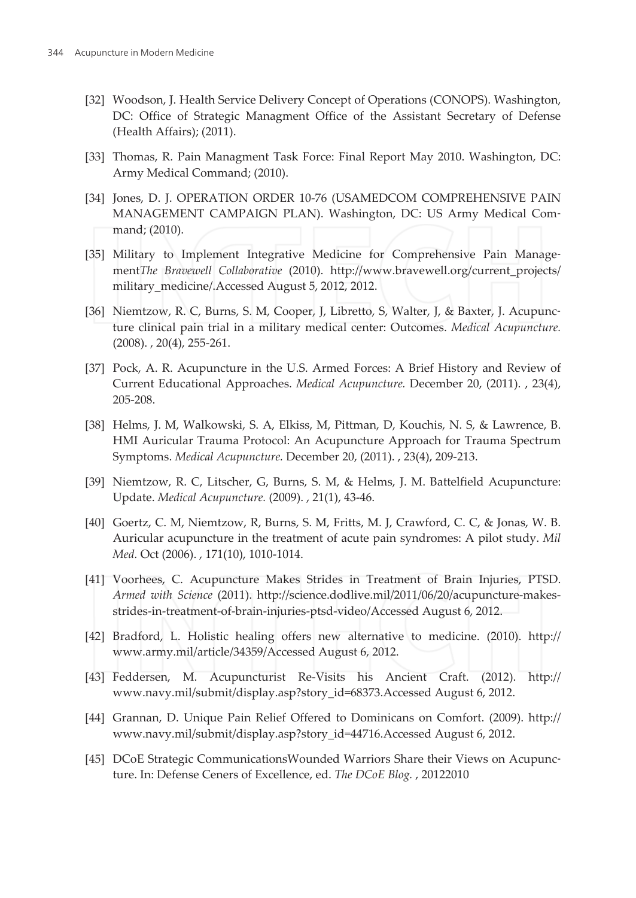[32] Woodson, J. Health Service Delivery Concept of Operations (CONOPS). Washington, DC: Office of Strategic Managment Office of the Assistant Secretary of Defense (Health Affairs); (2011).

[33] Thomas, R. Pain Managment Task Force: Final Report May 2010. Washington, DC: Army Medical Command; (2010).

[34] Jones, D. J. OPERATION ORDER 10-76 (USAMEDCOM COMPREHENSIVE PAIN MANAGEMENT CAMPAIGN PLAN). Washington, DC: US Army Medical Command; (2010).

[35] Military to Implement Integrative Medicine for Comprehensive Pain Management*The Bravewell Collaborative* (2010). http://www.bravewell.org/current_projects/military_medicine/.Accessed August 5, 2012, 2012.

[36] Niemtzow, R. C, Burns, S. M, Cooper, J, Libretto, S, Walter, J, & Baxter, J. Acupuncture clinical pain trial in a military medical center: Outcomes. *Medical Acupuncture.* (2008). , 20(4), 255-261.

[37] Pock, A. R. Acupuncture in the U.S. Armed Forces: A Brief History and Review of Current Educational Approaches. *Medical Acupuncture.* December 20, (2011). , 23(4), 205-208.

[38] Helms, J. M, Walkowski, S. A, Elkiss, M, Pittman, D, Kouchis, N. S, & Lawrence, B. HMI Auricular Trauma Protocol: An Acupuncture Approach for Trauma Spectrum Symptoms. *Medical Acupuncture.* December 20, (2011). , 23(4), 209-213.

[39] Niemtzow, R. C, Litscher, G, Burns, S. M, & Helms, J. M. Battelfield Acupuncture: Update. *Medical Acupuncture.* (2009). , 21(1), 43-46.

[40] Goertz, C. M, Niemtzow, R, Burns, S. M, Fritts, M. J, Crawford, C. C, & Jonas, W. B. Auricular acupuncture in the treatment of acute pain syndromes: A pilot study. *Mil Med.* Oct (2006). , 171(10), 1010-1014.

[41] Voorhees, C. Acupuncture Makes Strides in Treatment of Brain Injuries, PTSD. *Armed with Science* (2011). http://science.dodlive.mil/2011/06/20/acupuncture-makes-strides-in-treatment-of-brain-injuries-ptsd-video/Accessed August 6, 2012.

[42] Bradford, L. Holistic healing offers new alternative to medicine. (2010). http://www.army.mil/article/34359/Accessed August 6, 2012.

[43] Feddersen, M. Acupuncturist Re-Visits his Ancient Craft. (2012). http://www.navy.mil/submit/display.asp?story_id=68373.Accessed August 6, 2012.

[44] Grannan, D. Unique Pain Relief Offered to Dominicans on Comfort. (2009). http://www.navy.mil/submit/display.asp?story_id=44716.Accessed August 6, 2012.

[45] DCoE Strategic CommunicationsWounded Warriors Share their Views on Acupuncture. In: Defense Ceners of Excellence, ed. *The DCoE Blog.* , 20122010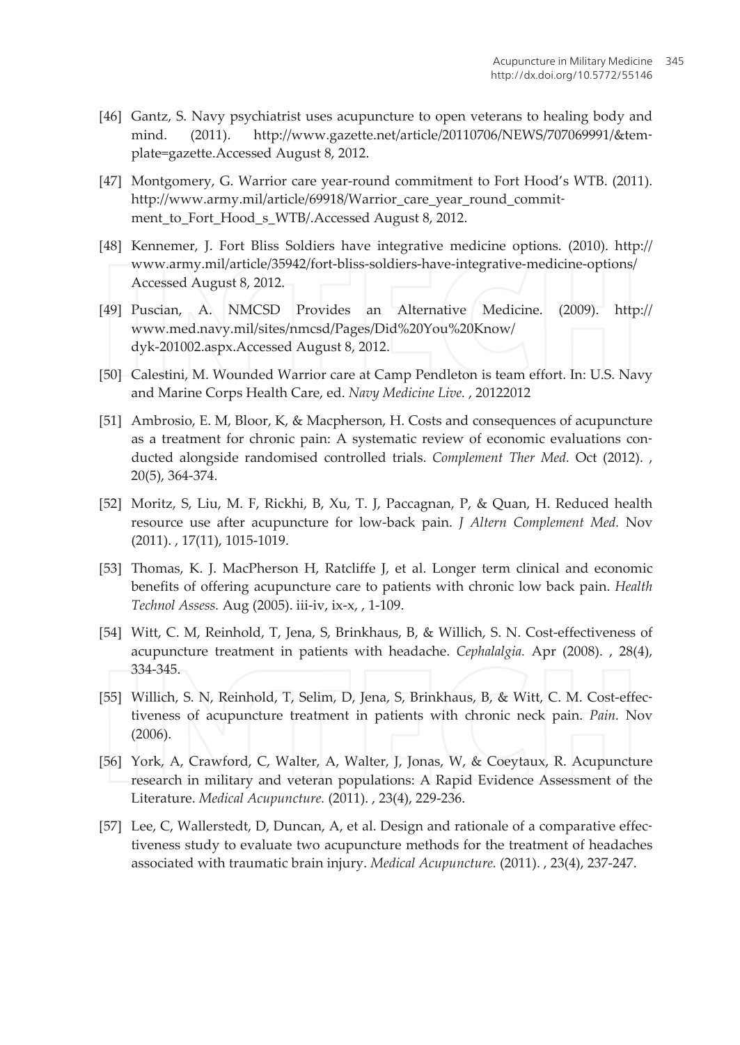[46] Gantz, S. Navy psychiatrist uses acupuncture to open veterans to healing body and mind. (2011). http://www.gazette.net/article/20110706/NEWS/707069991/&template=gazette.Accessed August 8, 2012.

[47] Montgomery, G. Warrior care year-round commitment to Fort Hood's WTB. (2011). http://www.army.mil/article/69918/Warrior_care_year_round_commitment_to_Fort_Hood_s_WTB/.Accessed August 8, 2012.

[48] Kennemer, J. Fort Bliss Soldiers have integrative medicine options. (2010). http://www.army.mil/article/35942/fort-bliss-soldiers-have-integrative-medicine-options/ Accessed August 8, 2012.

[49] Puscian, A. NMCSD Provides an Alternative Medicine. (2009). http://www.med.navy.mil/sites/nmcsd/Pages/Did%20You%20Know/dyk-201002.aspx.Accessed August 8, 2012.

[50] Calestini, M. Wounded Warrior care at Camp Pendleton is team effort. In: U.S. Navy and Marine Corps Health Care, ed. *Navy Medicine Live.* , 20122012

[51] Ambrosio, E. M, Bloor, K, & Macpherson, H. Costs and consequences of acupuncture as a treatment for chronic pain: A systematic review of economic evaluations conducted alongside randomised controlled trials. *Complement Ther Med.* Oct (2012). , 20(5), 364-374.

[52] Moritz, S, Liu, M. F, Rickhi, B, Xu, T. J, Paccagnan, P, & Quan, H. Reduced health resource use after acupuncture for low-back pain. *J Altern Complement Med.* Nov (2011). , 17(11), 1015-1019.

[53] Thomas, K. J. MacPherson H, Ratcliffe J, et al. Longer term clinical and economic benefits of offering acupuncture care to patients with chronic low back pain. *Health Technol Assess.* Aug (2005). iii-iv, ix-x, , 1-109.

[54] Witt, C. M, Reinhold, T, Jena, S, Brinkhaus, B, & Willich, S. N. Cost-effectiveness of acupuncture treatment in patients with headache. *Cephalalgia.* Apr (2008). , 28(4), 334-345.

[55] Willich, S. N, Reinhold, T, Selim, D, Jena, S, Brinkhaus, B, & Witt, C. M. Cost-effectiveness of acupuncture treatment in patients with chronic neck pain. *Pain.* Nov (2006).

[56] York, A, Crawford, C, Walter, A, Walter, J, Jonas, W, & Coeytaux, R. Acupuncture research in military and veteran populations: A Rapid Evidence Assessment of the Literature. *Medical Acupuncture.* (2011). , 23(4), 229-236.

[57] Lee, C, Wallerstedt, D, Duncan, A, et al. Design and rationale of a comparative effectiveness study to evaluate two acupuncture methods for the treatment of headaches associated with traumatic brain injury. *Medical Acupuncture.* (2011). , 23(4), 237-247.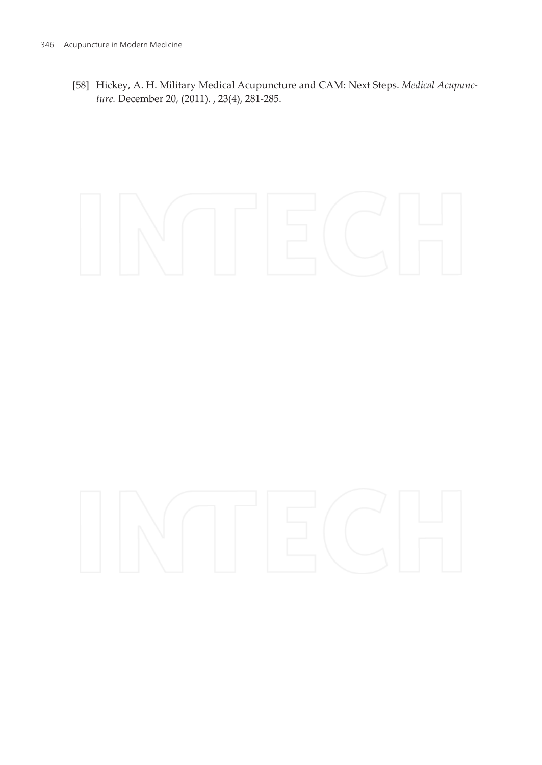[58] Hickey, A. H. Military Medical Acupuncture and CAM: Next Steps. *Medical Acupuncture.* December 20, (2011). , 23(4), 281-285.